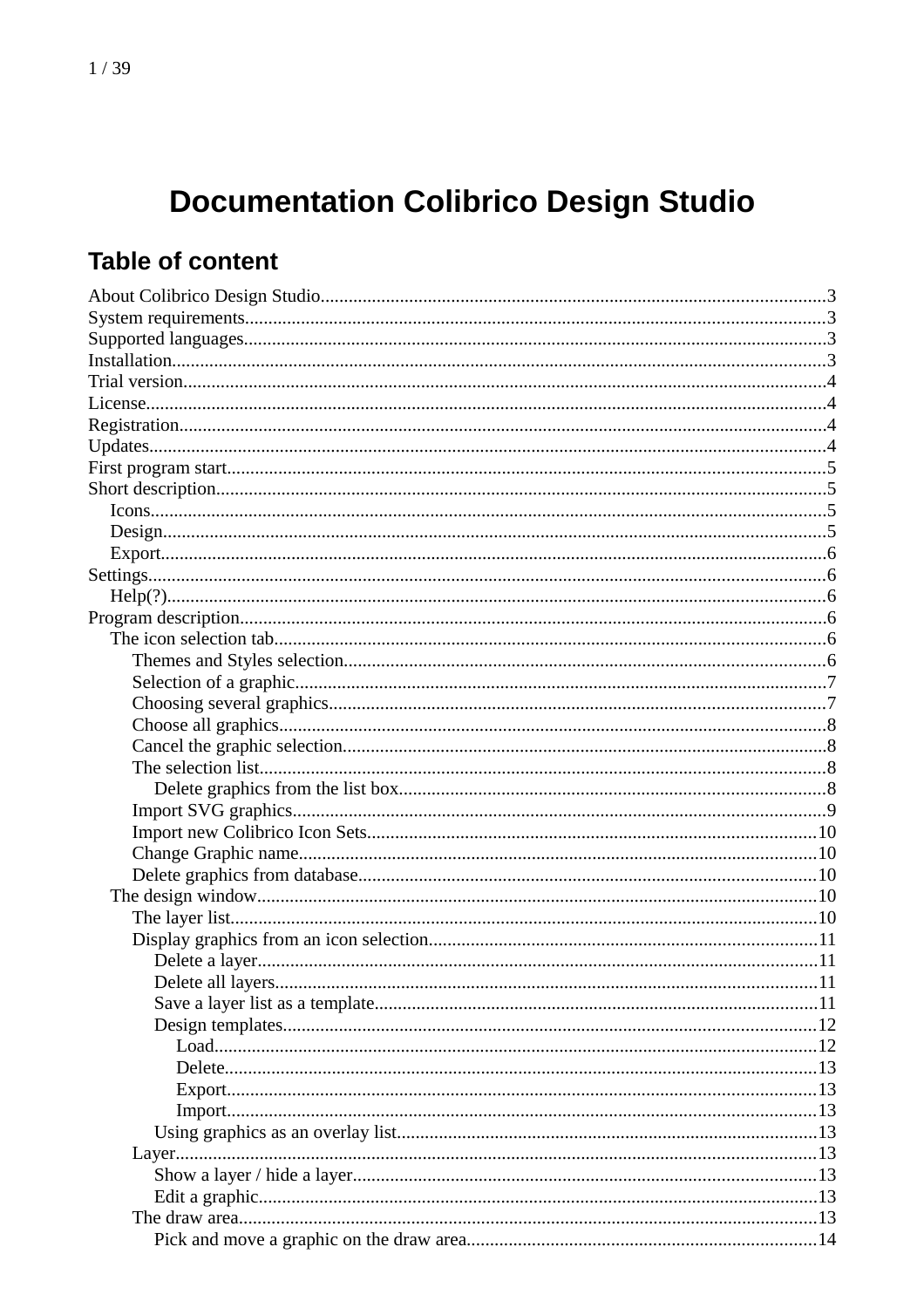# Documentation Colibrico Design Studio

## Table of content

- About Colibrico Design Studio....3
- System requirements....3
- Supported languages....3
- Installation....3
- Trial version....4
- License....4
- Registration....4
- Updates....4
- First program start....5
- Short description....5
  - Icons....5
  - Design....5
  - Export....6
- Settings....6
  - Help(?)....6
- Program description....6
  - The icon selection tab....6
    - Themes and Styles selection....6
    - Selection of a graphic....7
    - Choosing several graphics....7
    - Choose all graphics....8
    - Cancel the graphic selection....8
    - The selection list....8
      - Delete graphics from the list box....8
    - Import SVG graphics....9
    - Import new Colibrico Icon Sets....10
    - Change Graphic name....10
    - Delete graphics from database....10
  - The design window....10
    - The layer list....10
    - Display graphics from an icon selection....11
      - Delete a layer....11
      - Delete all layers....11
      - Save a layer list as a template....11
      - Design templates....12
        - Load....12
        - Delete....13
        - Export....13
        - Import....13
      - Using graphics as an overlay list....13
    - Layer....13
      - Show a layer / hide a layer....13
      - Edit a graphic....13
    - The draw area....13
      - Pick and move a graphic on the draw area....14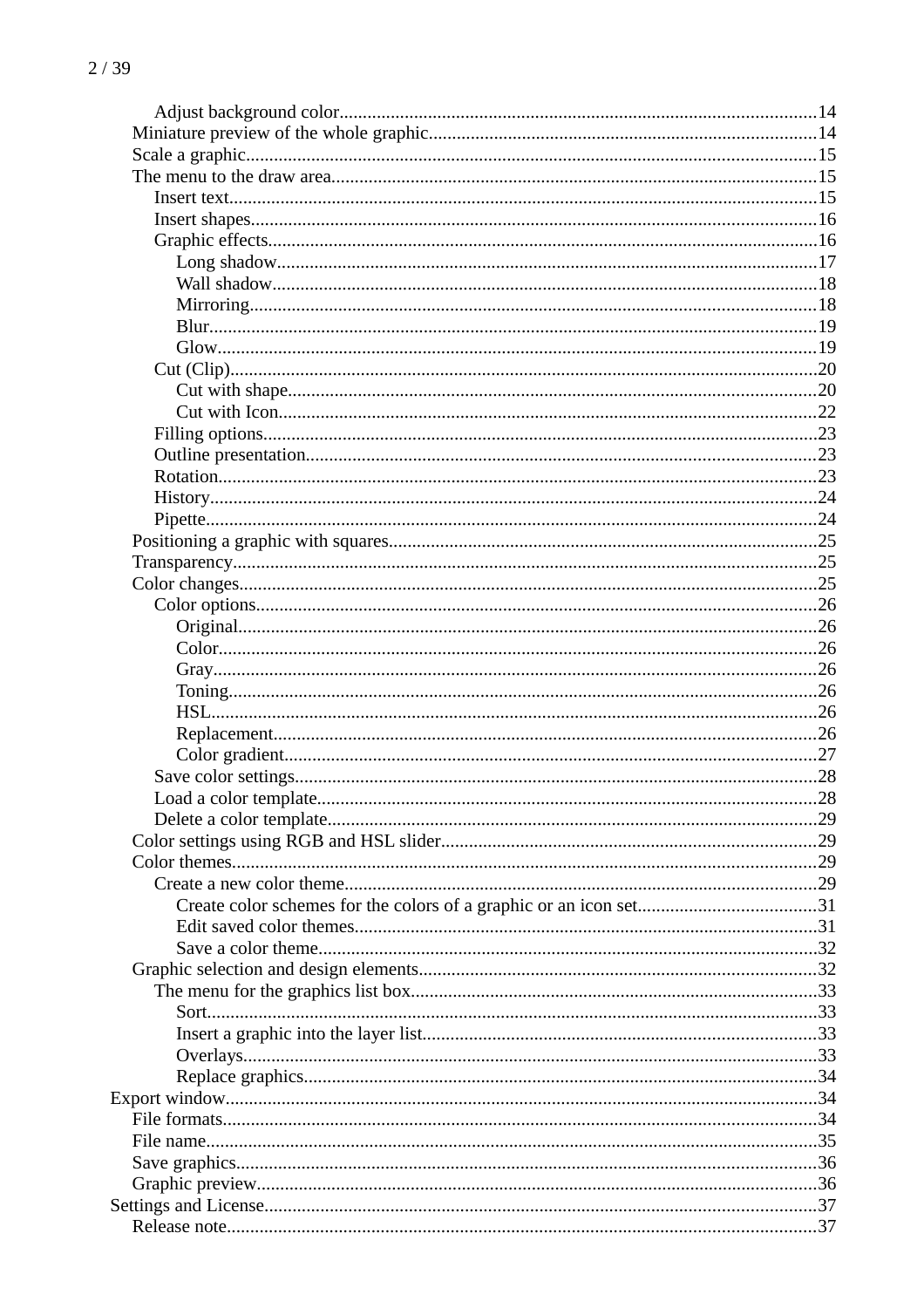- Adjust background color.....14
- Miniature preview of the whole graphic.....14
- Scale a graphic.....15
- The menu to the draw area.....15
  - Insert text.....15
  - Insert shapes.....16
  - Graphic effects.....16
    - Long shadow.....17
    - Wall shadow.....18
    - Mirroring.....18
    - Blur.....19
    - Glow.....19
  - Cut (Clip).....20
    - Cut with shape.....20
    - Cut with Icon.....22
  - Filling options.....23
  - Outline presentation.....23
  - Rotation.....23
  - History.....24
  - Pipette.....24
- Positioning a graphic with squares.....25
- Transparency.....25
- Color changes.....25
  - Color options.....26
    - Original.....26
    - Color.....26
    - Gray.....26
    - Toning.....26
    - HSL.....26
    - Replacement.....26
    - Color gradient.....27
  - Save color settings.....28
  - Load a color template.....28
  - Delete a color template.....29
- Color settings using RGB and HSL slider.....29
- Color themes.....29
  - Create a new color theme.....29
    - Create color schemes for the colors of a graphic or an icon set.....31
    - Edit saved color themes.....31
    - Save a color theme.....32
- Graphic selection and design elements.....32
  - The menu for the graphics list box.....33
    - Sort.....33
    - Insert a graphic into the layer list.....33
    - Overlays.....33
    - Replace graphics.....34

Export window.....34
- File formats.....34
- File name.....35
- Save graphics.....36
- Graphic preview.....36

Settings and License.....37
- Release note.....37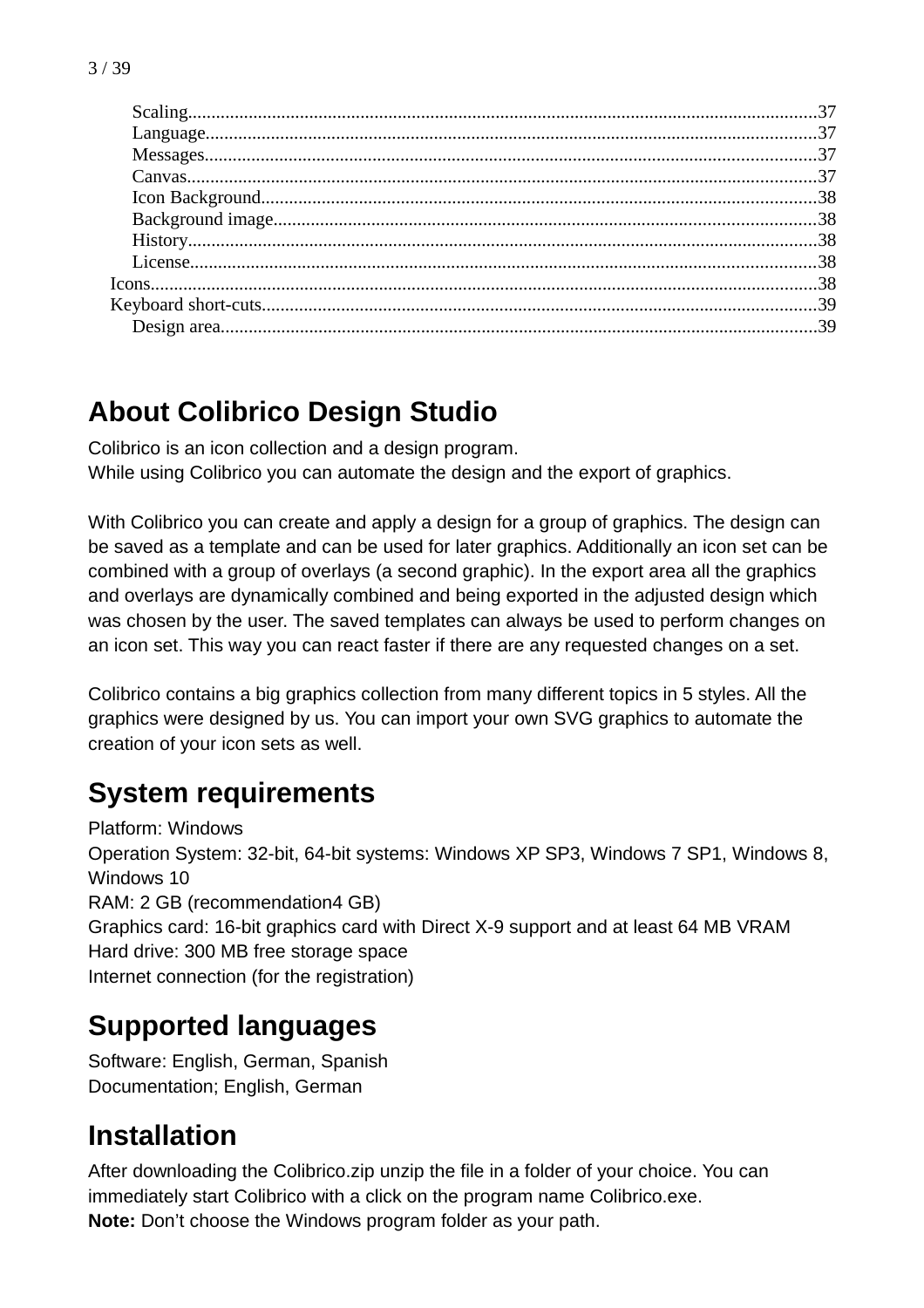Scaling.....................................................................................................................................37
Language.................................................................................................................................37
Messages..................................................................................................................................37
Canvas......................................................................................................................................37
Icon Background......................................................................................................................38
Background image...................................................................................................................38
History......................................................................................................................................38
License.....................................................................................................................................38
Icons..............................................................................................................................................38
Keyboard short-cuts......................................................................................................................39
Design area...............................................................................................................................39

# About Colibrico Design Studio

Colibrico is an icon collection and a design program.
While using Colibrico you can automate the design and the export of graphics.

With Colibrico you can create and apply a design for a group of graphics. The design can be saved as a template and can be used for later graphics. Additionally an icon set can be combined with a group of overlays (a second graphic). In the export area all the graphics and overlays are dynamically combined and being exported in the adjusted design which was chosen by the user. The saved templates can always be used to perform changes on an icon set. This way you can react faster if there are any requested changes on a set.

Colibrico contains a big graphics collection from many different topics in 5 styles. All the graphics were designed by us. You can import your own SVG graphics to automate the creation of your icon sets as well.

# System requirements

Platform: Windows
Operation System: 32-bit, 64-bit systems: Windows XP SP3, Windows 7 SP1, Windows 8, Windows 10
RAM: 2 GB (recommendation4 GB)
Graphics card: 16-bit graphics card with Direct X-9 support and at least 64 MB VRAM
Hard drive: 300 MB free storage space
Internet connection (for the registration)

# Supported languages

Software: English, German, Spanish
Documentation; English, German

# Installation

After downloading the Colibrico.zip unzip the file in a folder of your choice. You can immediately start Colibrico with a click on the program name Colibrico.exe.
**Note:** Don’t choose the Windows program folder as your path.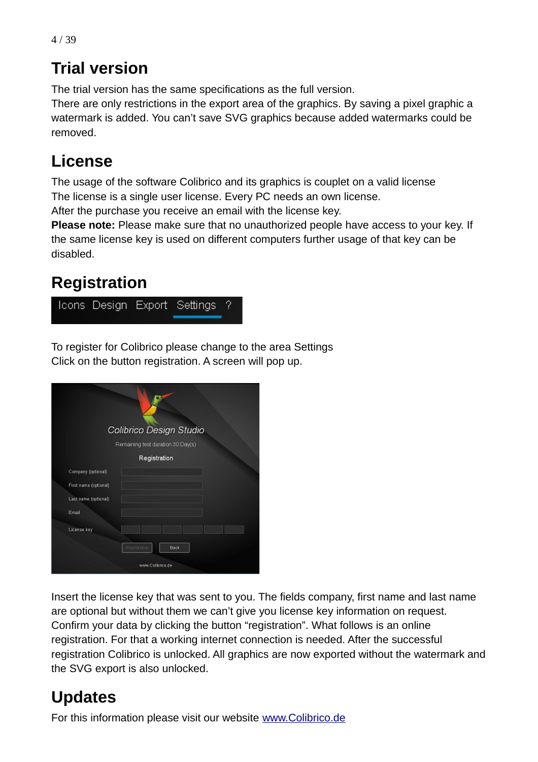# Trial version

The trial version has the same specifications as the full version.
There are only restrictions in the export area of the graphics. By saving a pixel graphic a watermark is added. You can't save SVG graphics because added watermarks could be removed.

# License

The usage of the software Colibrico and its graphics is couplet on a valid license
The license is a single user license. Every PC needs an own license.
After the purchase you receive an email with the license key.
**Please note:** Please make sure that no unauthorized people have access to your key. If the same license key is used on different computers further usage of that key can be disabled.

# Registration

To register for Colibrico please change to the area Settings
Click on the button registration. A screen will pop up.

Insert the license key that was sent to you. The fields company, first name and last name are optional but without them we can't give you license key information on request. Confirm your data by clicking the button "registration". What follows is an online registration. For that a working internet connection is needed. After the successful registration Colibrico is unlocked. All graphics are now exported without the watermark and the SVG export is also unlocked.

# Updates

For this information please visit our website [www.Colibrico.de](http://www.Colibrico.de)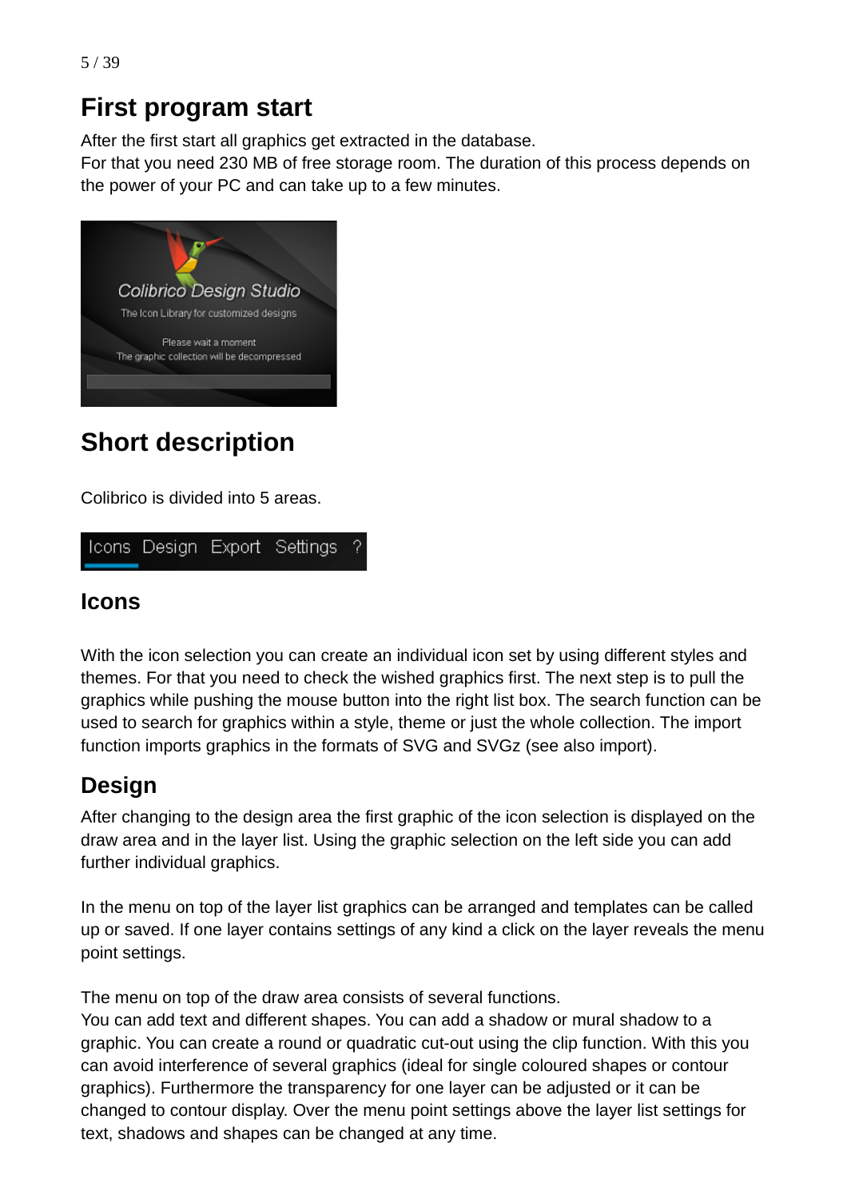# First program start

After the first start all graphics get extracted in the database.
For that you need 230 MB of free storage room. The duration of this process depends on the power of your PC and can take up to a few minutes.

# Short description

Colibrico is divided into 5 areas.

## Icons

With the icon selection you can create an individual icon set by using different styles and themes. For that you need to check the wished graphics first. The next step is to pull the graphics while pushing the mouse button into the right list box. The search function can be used to search for graphics within a style, theme or just the whole collection. The import function imports graphics in the formats of SVG and SVGz (see also import).

## Design

After changing to the design area the first graphic of the icon selection is displayed on the draw area and in the layer list. Using the graphic selection on the left side you can add further individual graphics.

In the menu on top of the layer list graphics can be arranged and templates can be called up or saved. If one layer contains settings of any kind a click on the layer reveals the menu point settings.

The menu on top of the draw area consists of several functions.
You can add text and different shapes. You can add a shadow or mural shadow to a graphic. You can create a round or quadratic cut-out using the clip function. With this you can avoid interference of several graphics (ideal for single coloured shapes or contour graphics). Furthermore the transparency for one layer can be adjusted or it can be changed to contour display. Over the menu point settings above the layer list settings for text, shadows and shapes can be changed at any time.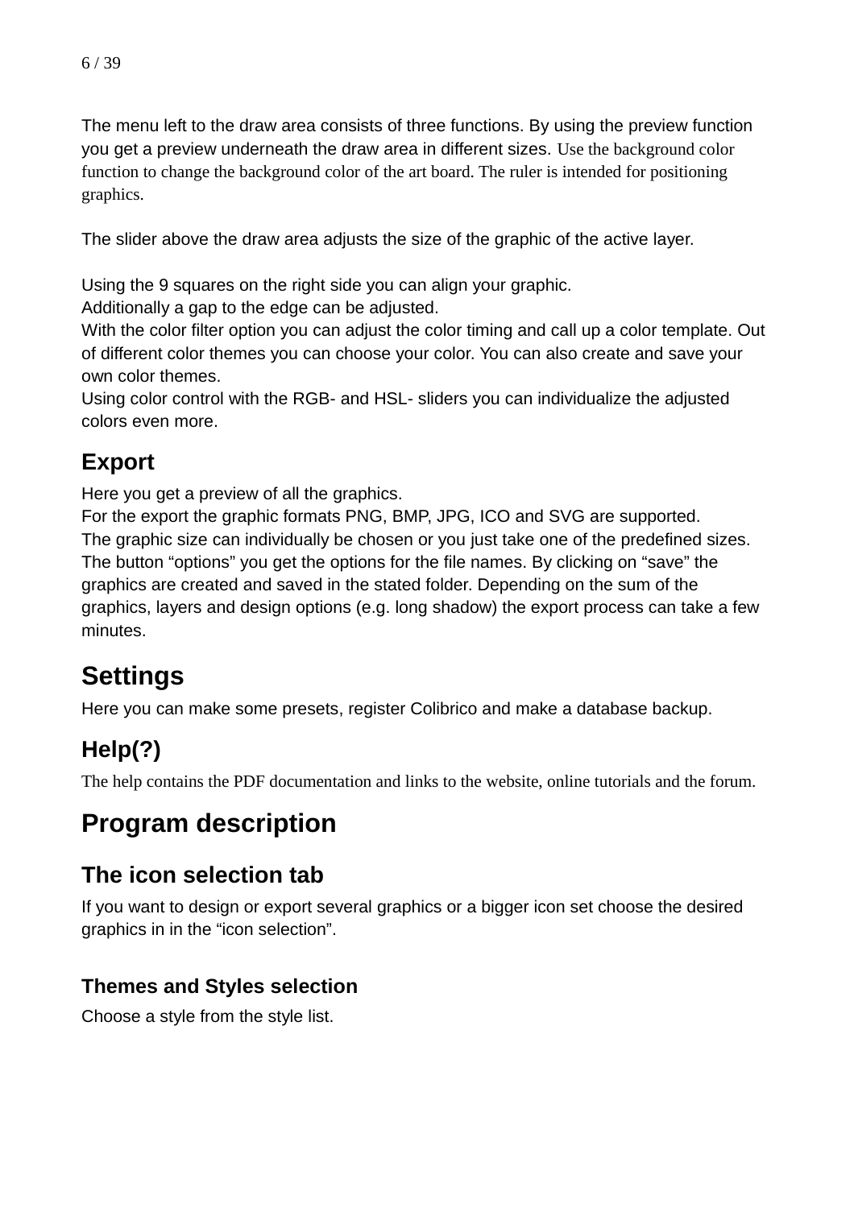The menu left to the draw area consists of three functions. By using the preview function you get a preview underneath the draw area in different sizes. Use the background color function to change the background color of the art board. The ruler is intended for positioning graphics.

The slider above the draw area adjusts the size of the graphic of the active layer.

Using the 9 squares on the right side you can align your graphic.
Additionally a gap to the edge can be adjusted.
With the color filter option you can adjust the color timing and call up a color template. Out of different color themes you can choose your color. You can also create and save your own color themes.
Using color control with the RGB- and HSL- sliders you can individualize the adjusted colors even more.

## Export

Here you get a preview of all the graphics.
For the export the graphic formats PNG, BMP, JPG, ICO and SVG are supported.
The graphic size can individually be chosen or you just take one of the predefined sizes.
The button “options” you get the options for the file names. By clicking on “save” the graphics are created and saved in the stated folder. Depending on the sum of the graphics, layers and design options (e.g. long shadow) the export process can take a few minutes.

# Settings

Here you can make some presets, register Colibrico and make a database backup.

## Help(?)

The help contains the PDF documentation and links to the website, online tutorials and the forum.

# Program description

## The icon selection tab

If you want to design or export several graphics or a bigger icon set choose the desired graphics in in the “icon selection”.

### Themes and Styles selection

Choose a style from the style list.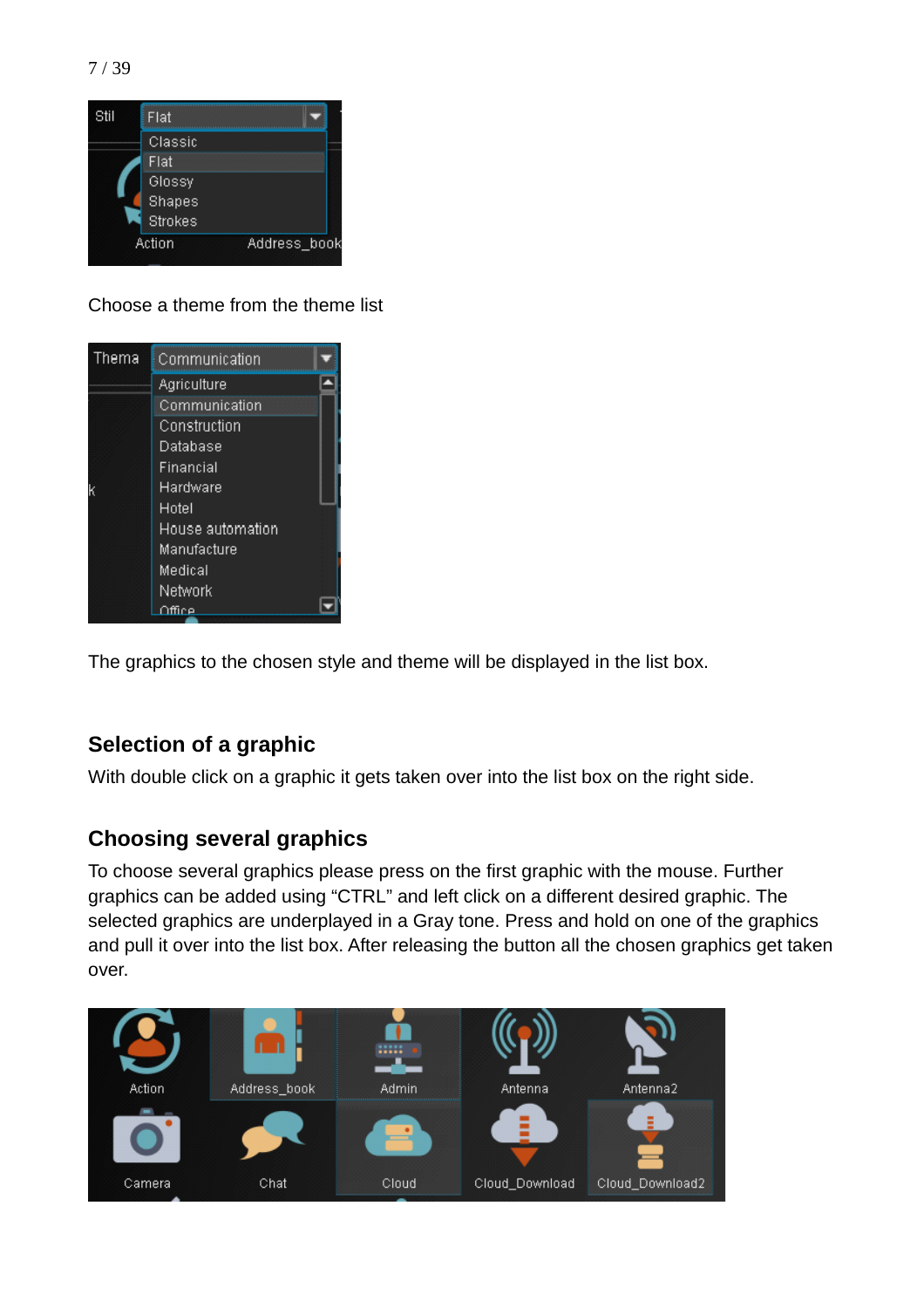Choose a theme from the theme list

The graphics to the chosen style and theme will be displayed in the list box.

## Selection of a graphic

With double click on a graphic it gets taken over into the list box on the right side.

## Choosing several graphics

To choose several graphics please press on the first graphic with the mouse. Further graphics can be added using “CTRL” and left click on a different desired graphic. The selected graphics are underplayed in a Gray tone. Press and hold on one of the graphics and pull it over into the list box. After releasing the button all the chosen graphics get taken over.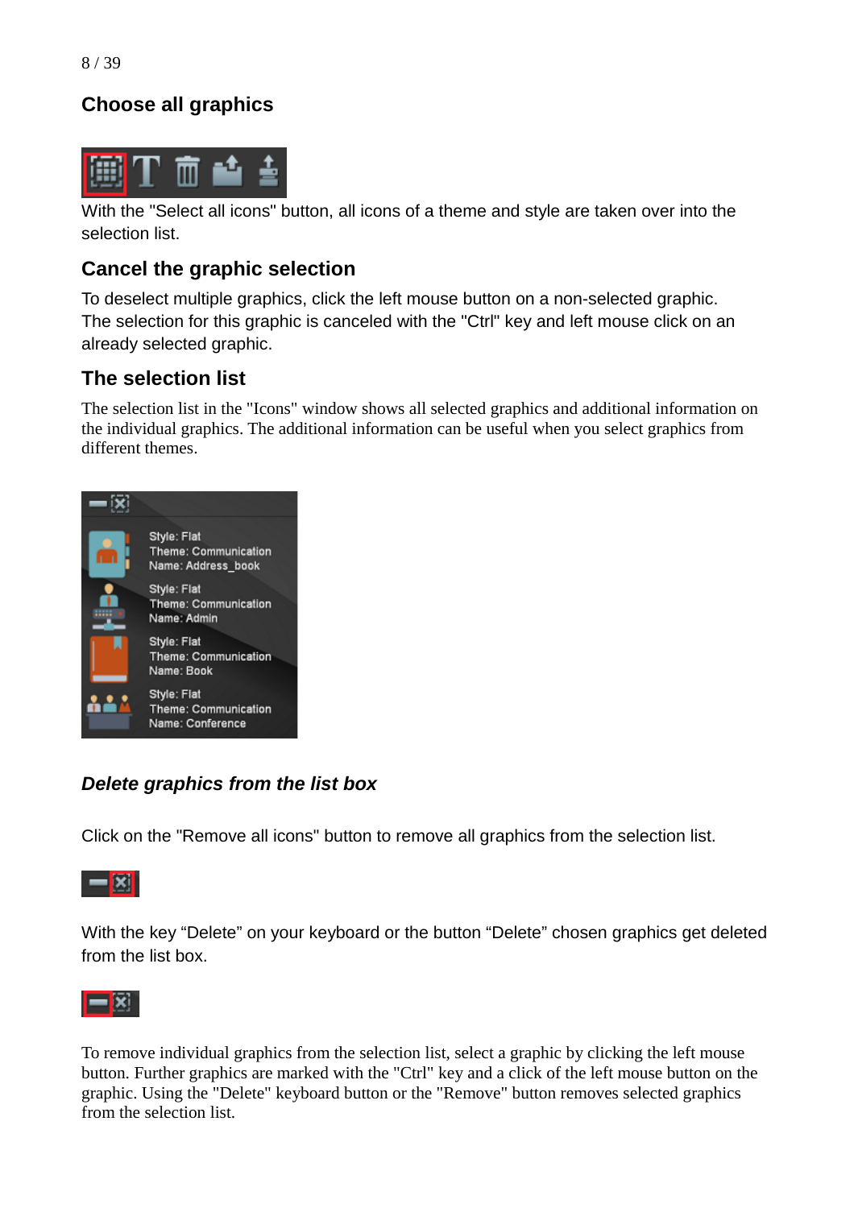## Choose all graphics

With the "Select all icons" button, all icons of a theme and style are taken over into the selection list.

## Cancel the graphic selection

To deselect multiple graphics, click the left mouse button on a non-selected graphic. The selection for this graphic is canceled with the "Ctrl" key and left mouse click on an already selected graphic.

## The selection list

The selection list in the "Icons" window shows all selected graphics and additional information on the individual graphics. The additional information can be useful when you select graphics from different themes.

### *Delete graphics from the list box*

Click on the "Remove all icons" button to remove all graphics from the selection list.

With the key “Delete” on your keyboard or the button “Delete” chosen graphics get deleted from the list box.

To remove individual graphics from the selection list, select a graphic by clicking the left mouse button. Further graphics are marked with the "Ctrl" key and a click of the left mouse button on the graphic. Using the "Delete" keyboard button or the "Remove" button removes selected graphics from the selection list.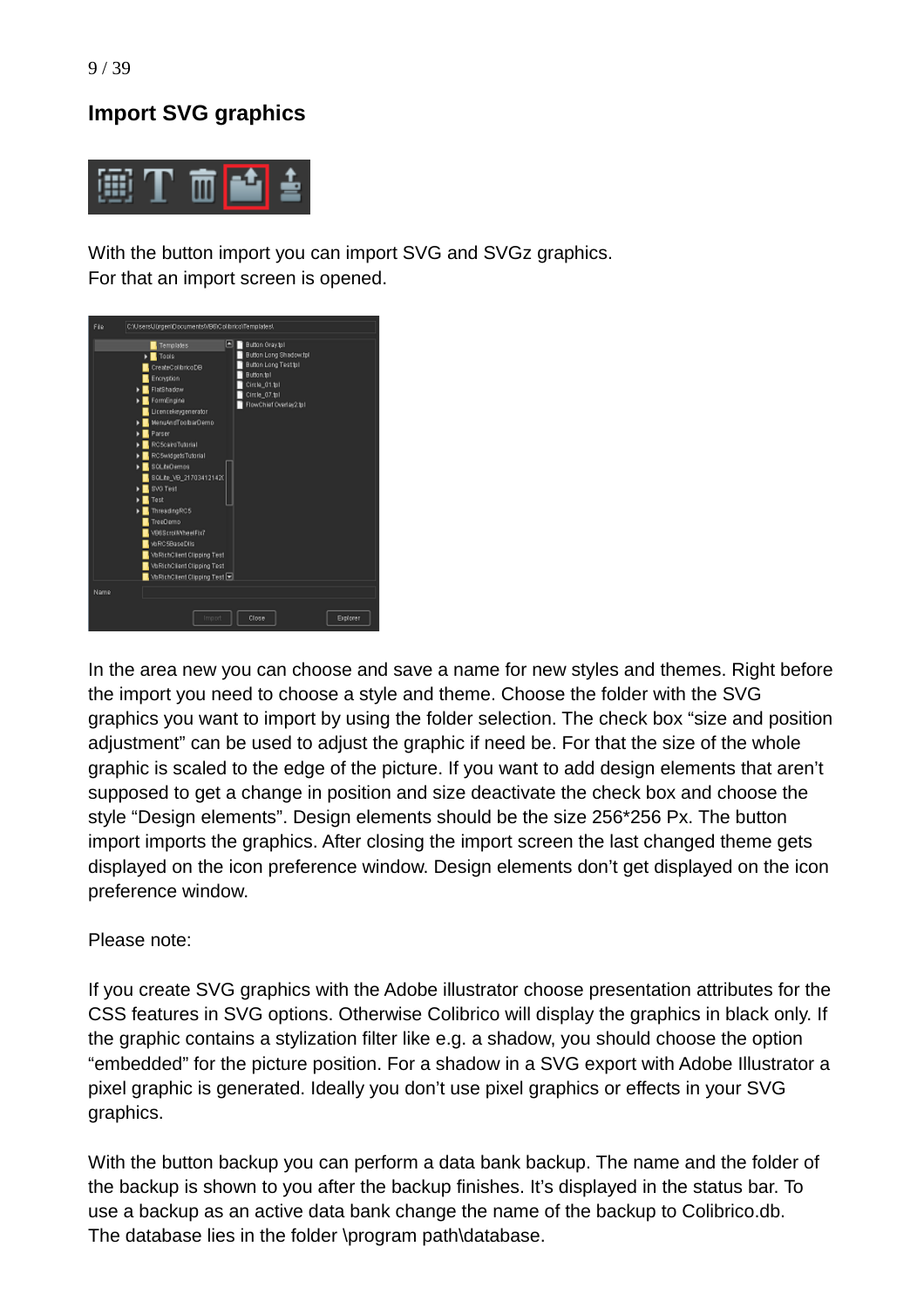## Import SVG graphics

With the button import you can import SVG and SVGz graphics.
For that an import screen is opened.

In the area new you can choose and save a name for new styles and themes. Right before the import you need to choose a style and theme. Choose the folder with the SVG graphics you want to import by using the folder selection. The check box “size and position adjustment” can be used to adjust the graphic if need be. For that the size of the whole graphic is scaled to the edge of the picture. If you want to add design elements that aren’t supposed to get a change in position and size deactivate the check box and choose the style “Design elements”. Design elements should be the size 256*256 Px. The button import imports the graphics. After closing the import screen the last changed theme gets displayed on the icon preference window. Design elements don’t get displayed on the icon preference window.

Please note:

If you create SVG graphics with the Adobe illustrator choose presentation attributes for the CSS features in SVG options. Otherwise Colibrico will display the graphics in black only. If the graphic contains a stylization filter like e.g. a shadow, you should choose the option “embedded” for the picture position. For a shadow in a SVG export with Adobe Illustrator a pixel graphic is generated. Ideally you don’t use pixel graphics or effects in your SVG graphics.

With the button backup you can perform a data bank backup. The name and the folder of the backup is shown to you after the backup finishes. It’s displayed in the status bar. To use a backup as an active data bank change the name of the backup to Colibrico.db.
The database lies in the folder \program path\database.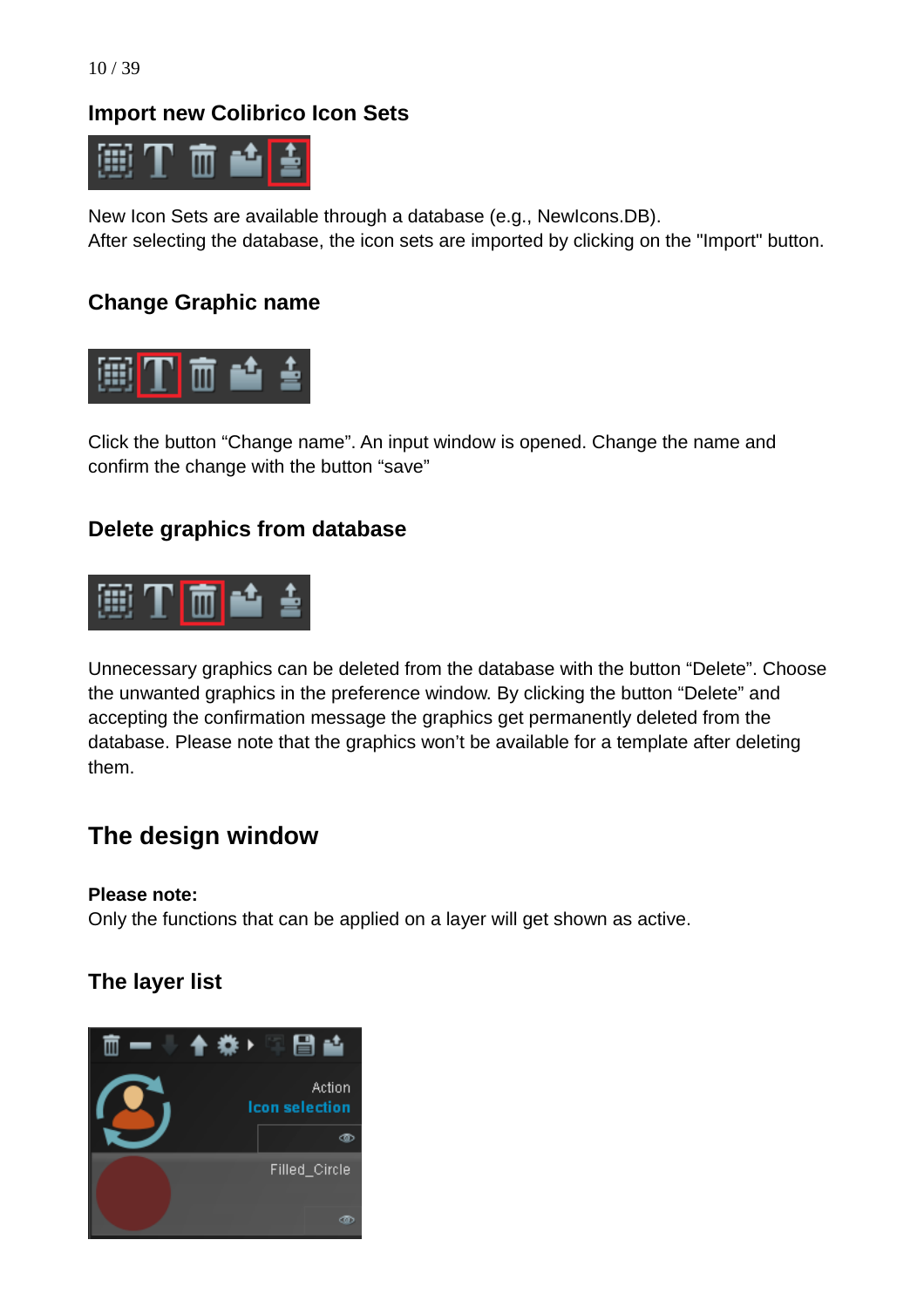## Import new Colibrico Icon Sets

New Icon Sets are available through a database (e.g., NewIcons.DB).
After selecting the database, the icon sets are imported by clicking on the "Import" button.

## Change Graphic name

Click the button “Change name”. An input window is opened. Change the name and confirm the change with the button “save”

## Delete graphics from database

Unnecessary graphics can be deleted from the database with the button “Delete”. Choose the unwanted graphics in the preference window. By clicking the button “Delete” and accepting the confirmation message the graphics get permanently deleted from the database. Please note that the graphics won’t be available for a template after deleting them.

# The design window

**Please note:**
Only the functions that can be applied on a layer will get shown as active.

## The layer list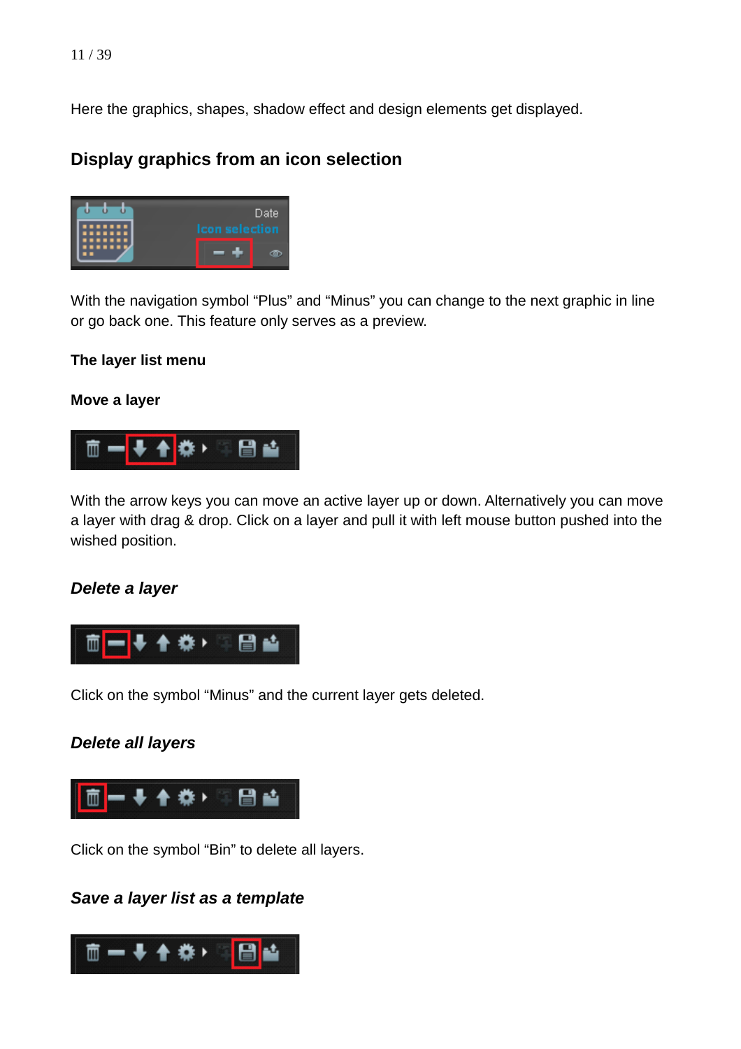Here the graphics, shapes, shadow effect and design elements get displayed.

## Display graphics from an icon selection

With the navigation symbol “Plus” and “Minus” you can change to the next graphic in line or go back one. This feature only serves as a preview.

**The layer list menu**

**Move a layer**

With the arrow keys you can move an active layer up or down. Alternatively you can move a layer with drag & drop. Click on a layer and pull it with left mouse button pushed into the wished position.

***Delete a layer***

Click on the symbol “Minus” and the current layer gets deleted.

***Delete all layers***

Click on the symbol “Bin” to delete all layers.

***Save a layer list as a template***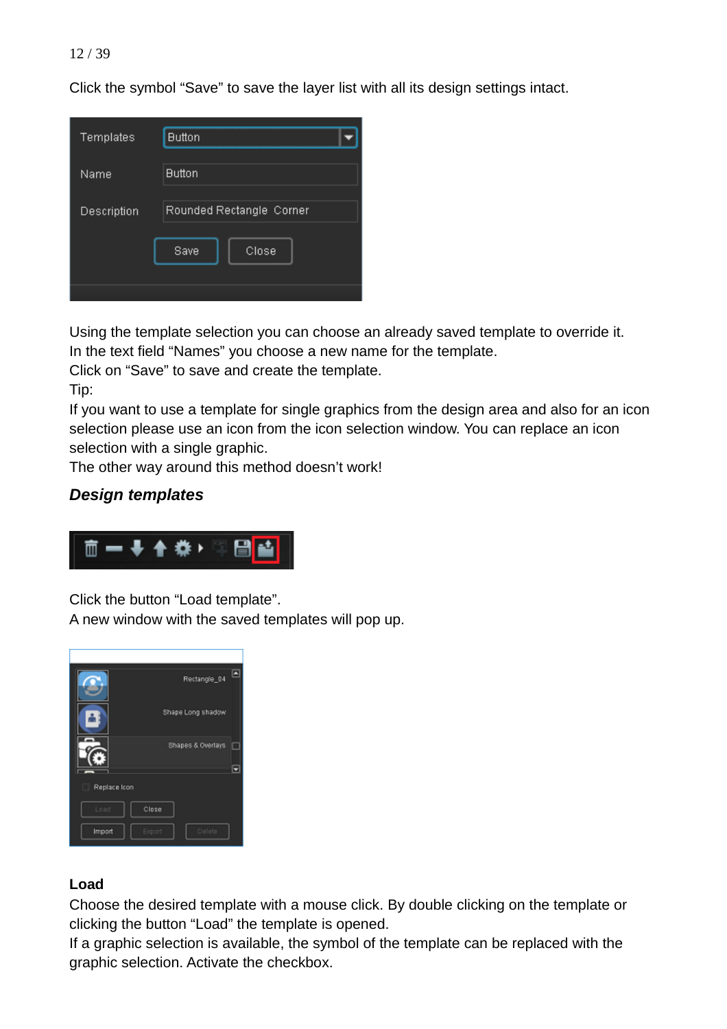Click the symbol “Save” to save the layer list with all its design settings intact.

Using the template selection you can choose an already saved template to override it.
In the text field “Names” you choose a new name for the template.
Click on “Save” to save and create the template.
Tip:
If you want to use a template for single graphics from the design area and also for an icon selection please use an icon from the icon selection window. You can replace an icon selection with a single graphic.
The other way around this method doesn’t work!

## *Design templates*

Click the button “Load template”.
A new window with the saved templates will pop up.

**Load**
Choose the desired template with a mouse click. By double clicking on the template or clicking the button “Load” the template is opened.
If a graphic selection is available, the symbol of the template can be replaced with the graphic selection. Activate the checkbox.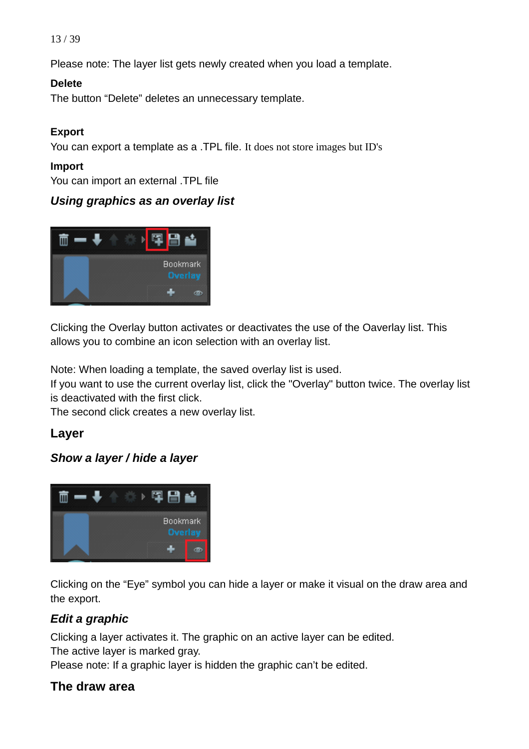Please note: The layer list gets newly created when you load a template.

**Delete**

The button “Delete” deletes an unnecessary template.

**Export**

You can export a template as a .TPL file. It does not store images but ID's

**Import**

You can import an external .TPL file

### *Using graphics as an overlay list*

Clicking the Overlay button activates or deactivates the use of the Oaverlay list. This allows you to combine an icon selection with an overlay list.

Note: When loading a template, the saved overlay list is used.
If you want to use the current overlay list, click the "Overlay" button twice. The overlay list is deactivated with the first click.
The second click creates a new overlay list.

## Layer

### *Show a layer / hide a layer*

Clicking on the “Eye” symbol you can hide a layer or make it visual on the draw area and the export.

### *Edit a graphic*

Clicking a layer activates it. The graphic on an active layer can be edited.
The active layer is marked gray.
Please note: If a graphic layer is hidden the graphic can’t be edited.

## The draw area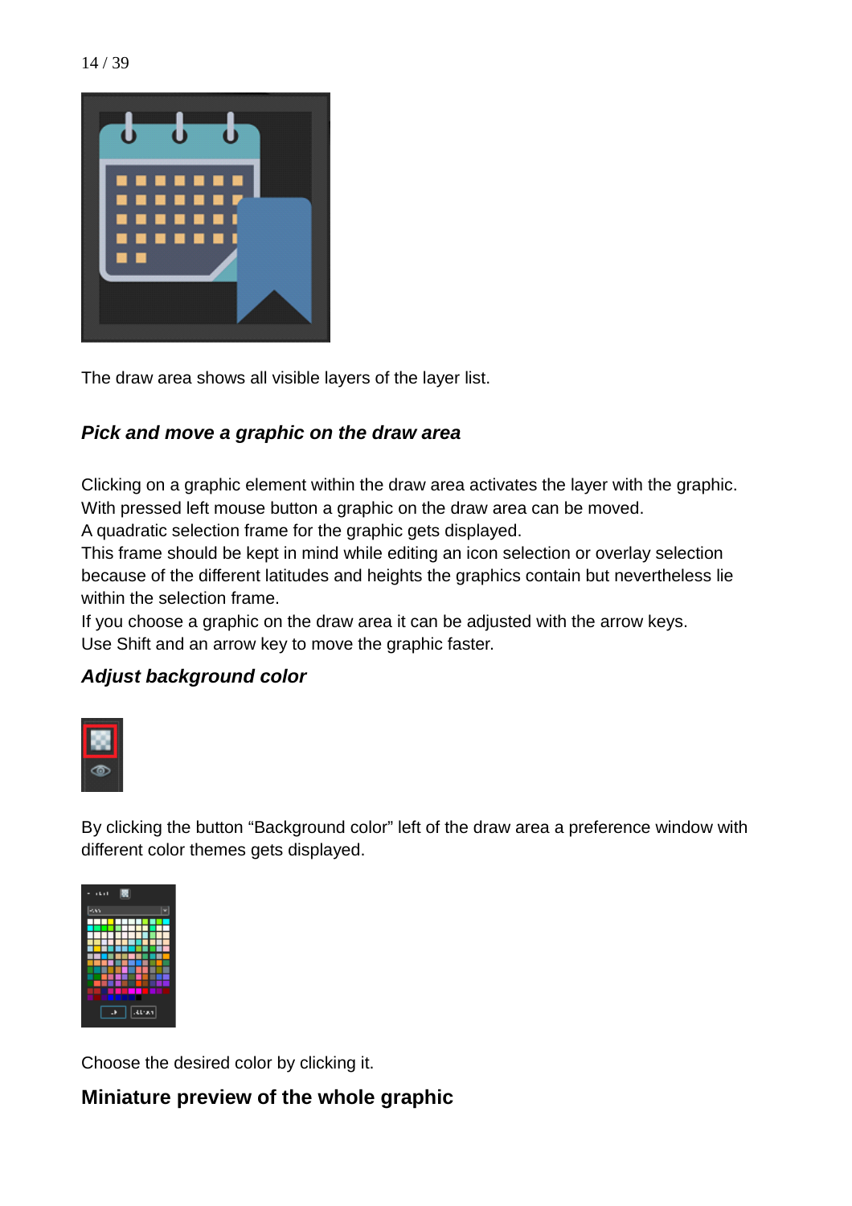The draw area shows all visible layers of the layer list.

### *Pick and move a graphic on the draw area*

Clicking on a graphic element within the draw area activates the layer with the graphic.
With pressed left mouse button a graphic on the draw area can be moved.
A quadratic selection frame for the graphic gets displayed.
This frame should be kept in mind while editing an icon selection or overlay selection because of the different latitudes and heights the graphics contain but nevertheless lie within the selection frame.
If you choose a graphic on the draw area it can be adjusted with the arrow keys.
Use Shift and an arrow key to move the graphic faster.

### *Adjust background color*

By clicking the button “Background color” left of the draw area a preference window with different color themes gets displayed.

Choose the desired color by clicking it.

### Miniature preview of the whole graphic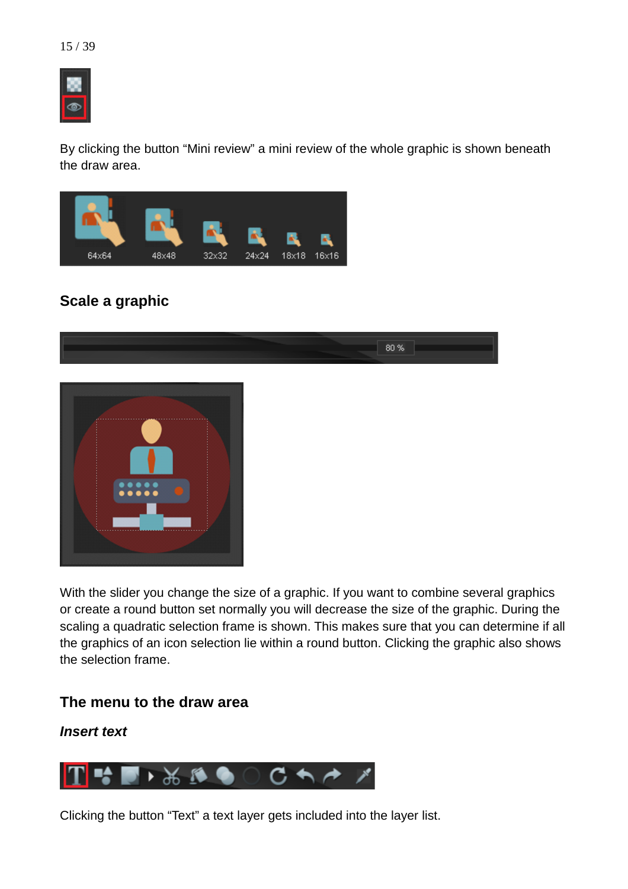By clicking the button “Mini review” a mini review of the whole graphic is shown beneath the draw area.

## Scale a graphic

With the slider you change the size of a graphic. If you want to combine several graphics or create a round button set normally you will decrease the size of the graphic. During the scaling a quadratic selection frame is shown. This makes sure that you can determine if all the graphics of an icon selection lie within a round button. Clicking the graphic also shows the selection frame.

## The menu to the draw area

### *Insert text*

Clicking the button “Text” a text layer gets included into the layer list.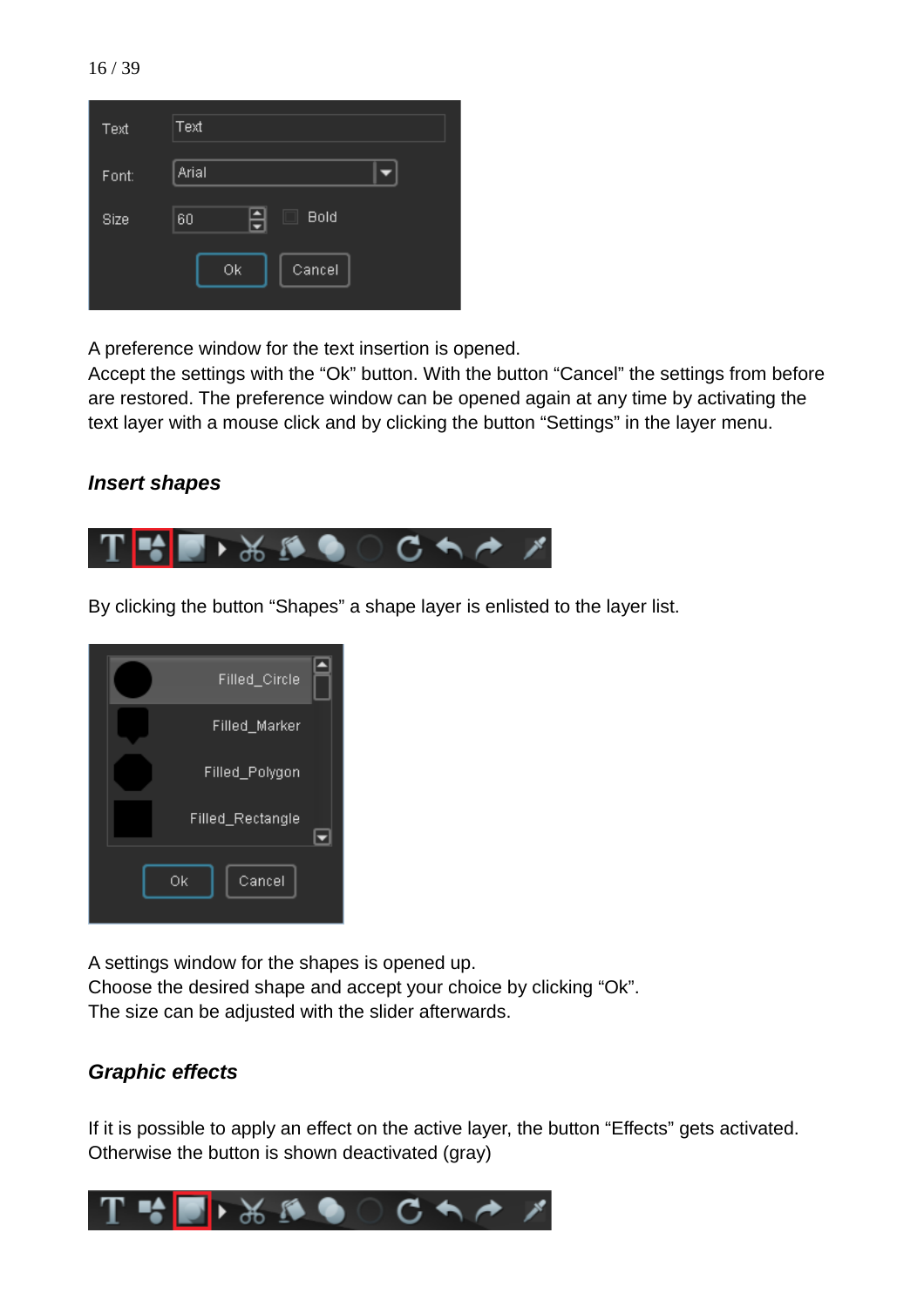A preference window for the text insertion is opened.
Accept the settings with the “Ok” button. With the button “Cancel” the settings from before are restored. The preference window can be opened again at any time by activating the text layer with a mouse click and by clicking the button “Settings” in the layer menu.

### *Insert shapes*

By clicking the button “Shapes” a shape layer is enlisted to the layer list.

A settings window for the shapes is opened up.
Choose the desired shape and accept your choice by clicking “Ok”.
The size can be adjusted with the slider afterwards.

### *Graphic effects*

If it is possible to apply an effect on the active layer, the button “Effects” gets activated. Otherwise the button is shown deactivated (gray)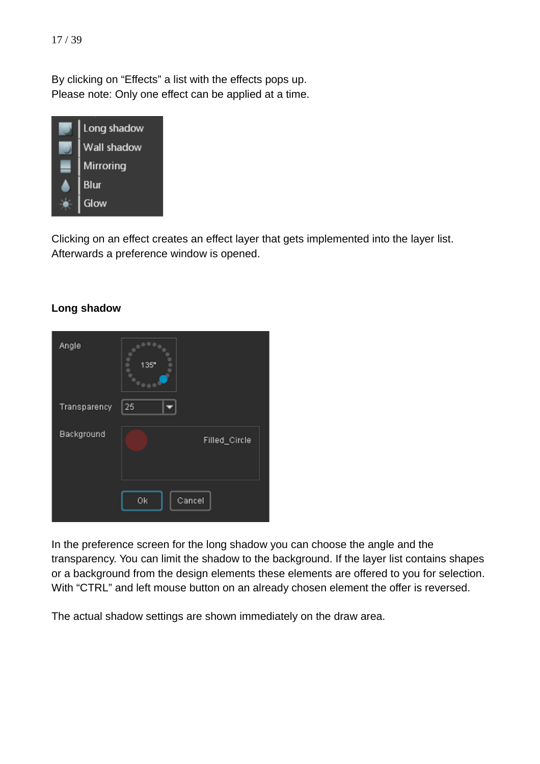By clicking on “Effects” a list with the effects pops up.
Please note: Only one effect can be applied at a time.

Clicking on an effect creates an effect layer that gets implemented into the layer list. Afterwards a preference window is opened.

**Long shadow**

In the preference screen for the long shadow you can choose the angle and the transparency. You can limit the shadow to the background. If the layer list contains shapes or a background from the design elements these elements are offered to you for selection. With “CTRL” and left mouse button on an already chosen element the offer is reversed.

The actual shadow settings are shown immediately on the draw area.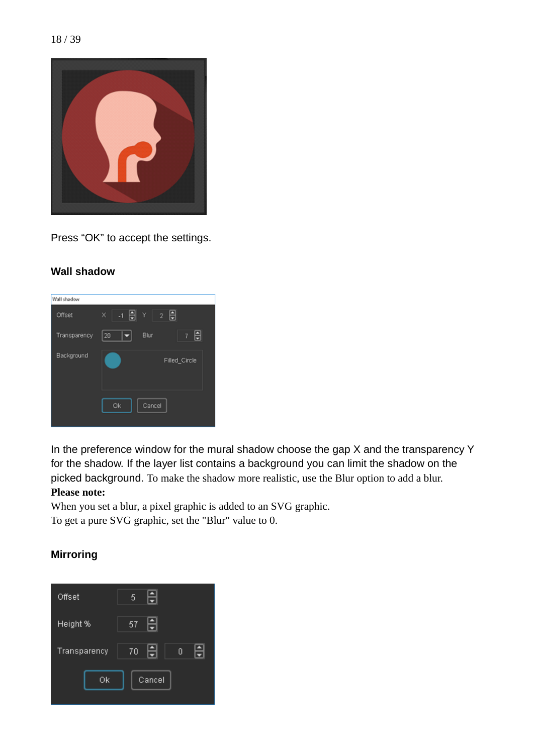Press “OK” to accept the settings.

### Wall shadow

In the preference window for the mural shadow choose the gap X and the transparency Y for the shadow. If the layer list contains a background you can limit the shadow on the picked background. To make the shadow more realistic, use the Blur option to add a blur.

**Please note:**

When you set a blur, a pixel graphic is added to an SVG graphic.
To get a pure SVG graphic, set the "Blur" value to 0.

### Mirroring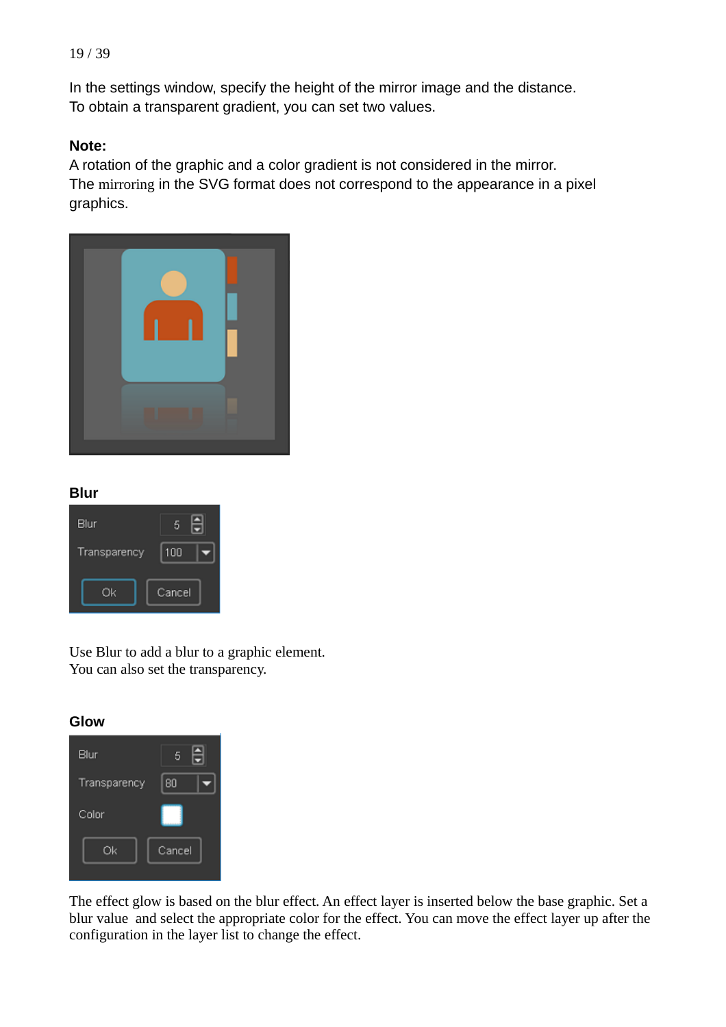In the settings window, specify the height of the mirror image and the distance.
To obtain a transparent gradient, you can set two values.

**Note:**
A rotation of the graphic and a color gradient is not considered in the mirror.
The mirroring in the SVG format does not correspond to the appearance in a pixel graphics.

**Blur**

Use Blur to add a blur to a graphic element.
You can also set the transparency.

**Glow**

The effect glow is based on the blur effect. An effect layer is inserted below the base graphic. Set a blur value and select the appropriate color for the effect. You can move the effect layer up after the configuration in the layer list to change the effect.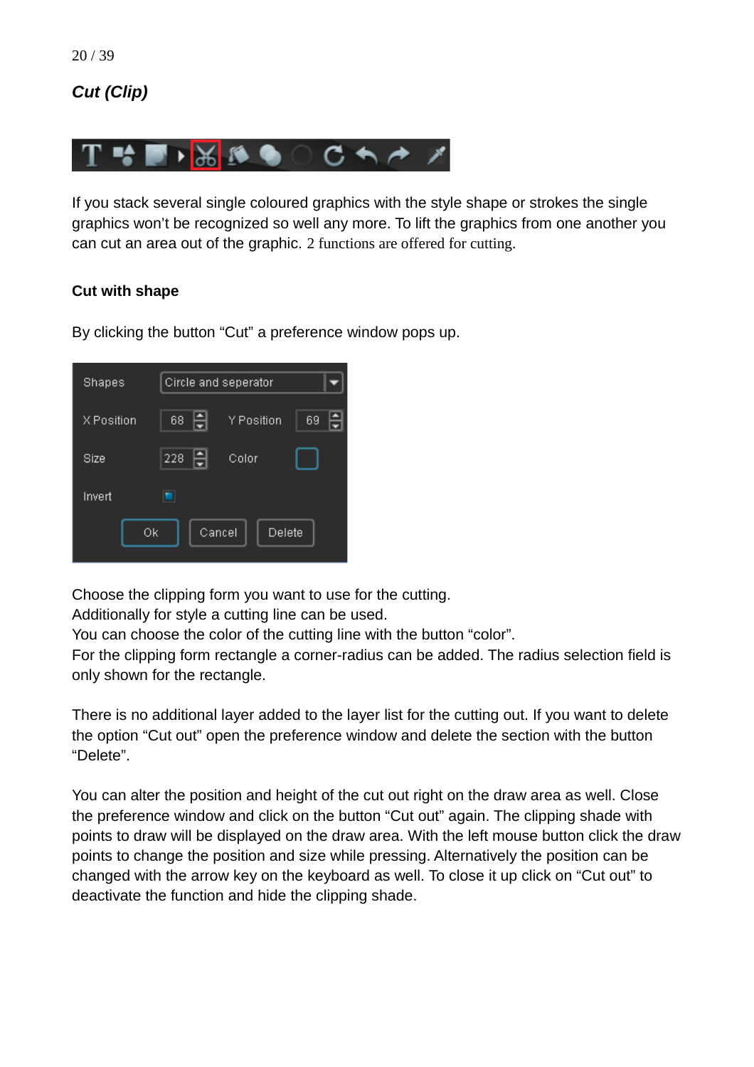### *Cut (Clip)*

If you stack several single coloured graphics with the style shape or strokes the single graphics won't be recognized so well any more. To lift the graphics from one another you can cut an area out of the graphic. 2 functions are offered for cutting.

**Cut with shape**

By clicking the button "Cut" a preference window pops up.

Choose the clipping form you want to use for the cutting.
Additionally for style a cutting line can be used.
You can choose the color of the cutting line with the button "color".
For the clipping form rectangle a corner-radius can be added. The radius selection field is only shown for the rectangle.

There is no additional layer added to the layer list for the cutting out. If you want to delete the option "Cut out" open the preference window and delete the section with the button "Delete".

You can alter the position and height of the cut out right on the draw area as well. Close the preference window and click on the button "Cut out" again. The clipping shade with points to draw will be displayed on the draw area. With the left mouse button click the draw points to change the position and size while pressing. Alternatively the position can be changed with the arrow key on the keyboard as well. To close it up click on "Cut out" to deactivate the function and hide the clipping shade.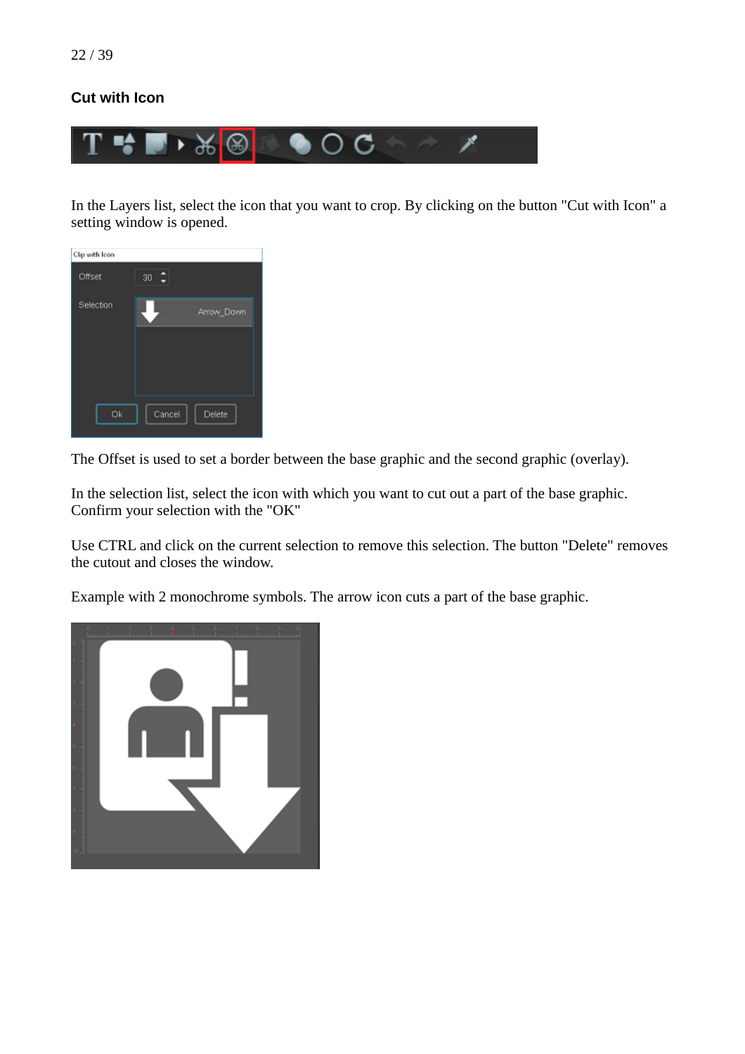## Cut with Icon

In the Layers list, select the icon that you want to crop. By clicking on the button "Cut with Icon" a setting window is opened.

The Offset is used to set a border between the base graphic and the second graphic (overlay).

In the selection list, select the icon with which you want to cut out a part of the base graphic. Confirm your selection with the "OK"

Use CTRL and click on the current selection to remove this selection. The button "Delete" removes the cutout and closes the window.

Example with 2 monochrome symbols. The arrow icon cuts a part of the base graphic.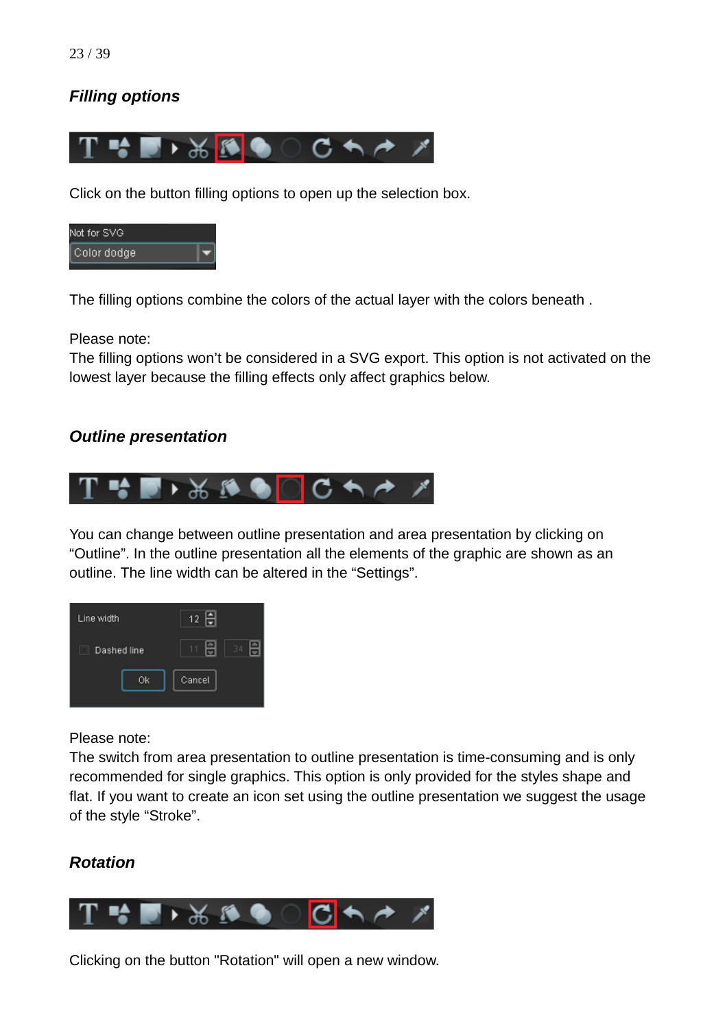### *Filling options*

Click on the button filling options to open up the selection box.

The filling options combine the colors of the actual layer with the colors beneath .

Please note:
The filling options won't be considered in a SVG export. This option is not activated on the lowest layer because the filling effects only affect graphics below.

### *Outline presentation*

You can change between outline presentation and area presentation by clicking on "Outline". In the outline presentation all the elements of the graphic are shown as an outline. The line width can be altered in the "Settings".

Please note:
The switch from area presentation to outline presentation is time-consuming and is only recommended for single graphics. This option is only provided for the styles shape and flat. If you want to create an icon set using the outline presentation we suggest the usage of the style "Stroke".

### *Rotation*

Clicking on the button "Rotation" will open a new window.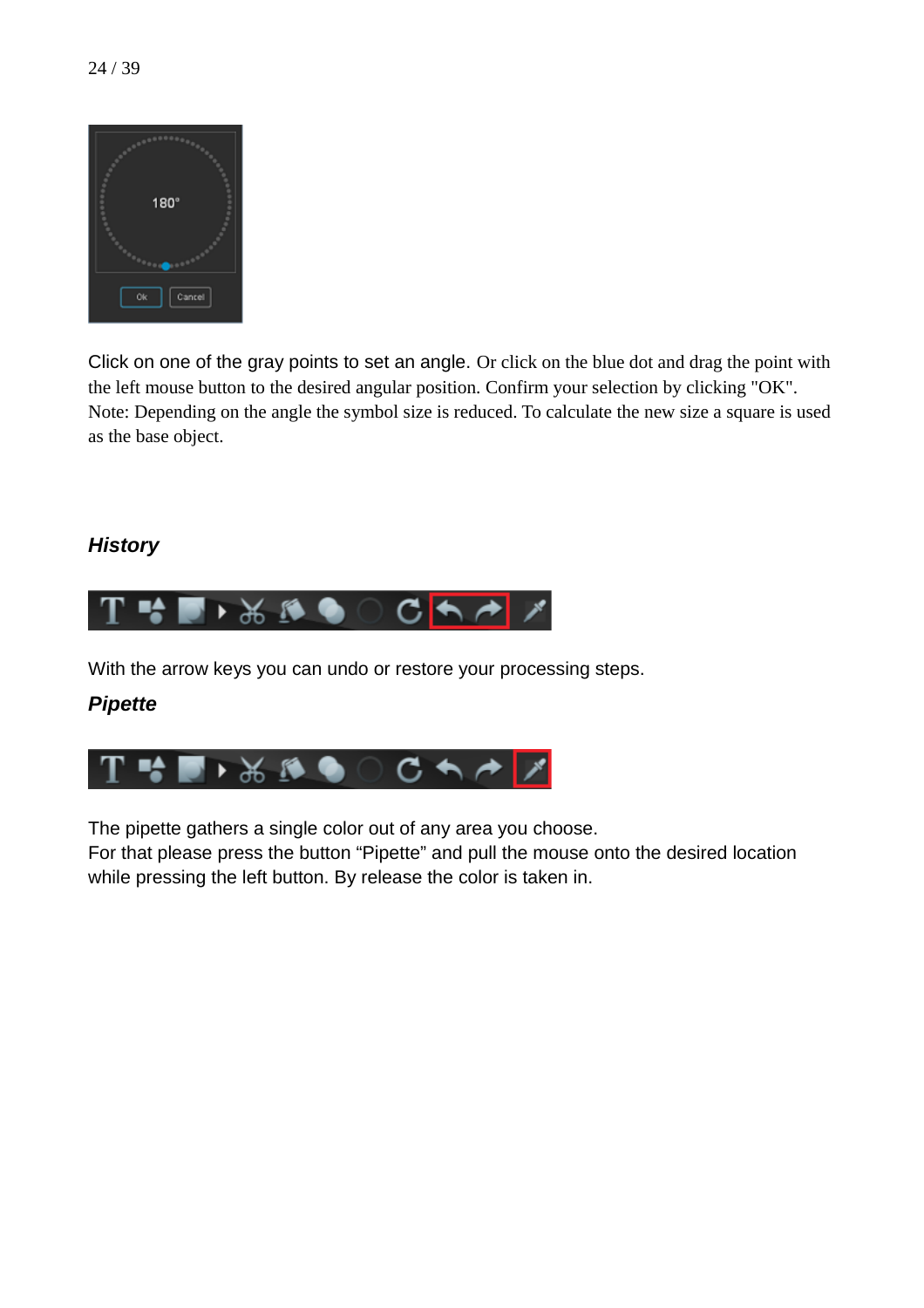Click on one of the gray points to set an angle. Or click on the blue dot and drag the point with the left mouse button to the desired angular position. Confirm your selection by clicking "OK". Note: Depending on the angle the symbol size is reduced. To calculate the new size a square is used as the base object.

### *History*

With the arrow keys you can undo or restore your processing steps.

### *Pipette*

The pipette gathers a single color out of any area you choose.
For that please press the button “Pipette” and pull the mouse onto the desired location while pressing the left button. By release the color is taken in.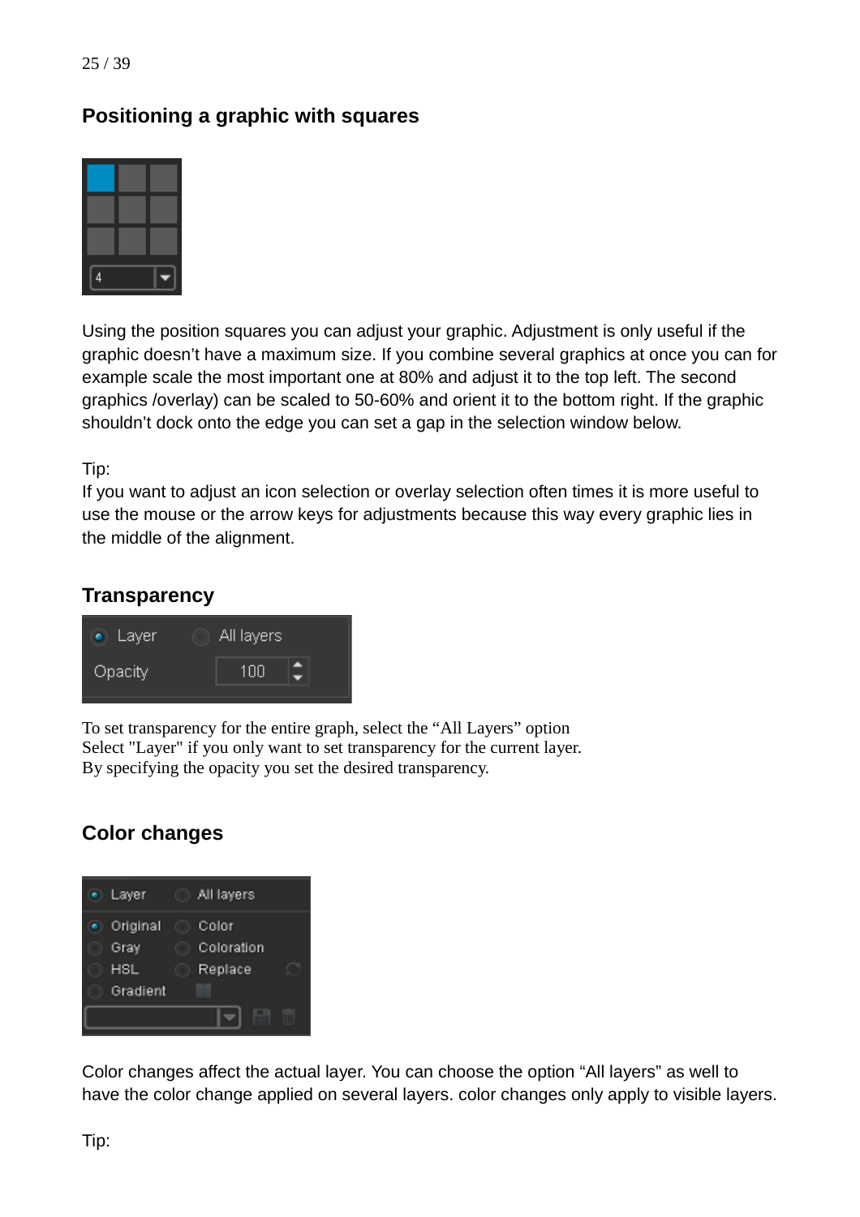## Positioning a graphic with squares

Using the position squares you can adjust your graphic. Adjustment is only useful if the graphic doesn't have a maximum size. If you combine several graphics at once you can for example scale the most important one at 80% and adjust it to the top left. The second graphics /overlay) can be scaled to 50-60% and orient it to the bottom right. If the graphic shouldn't dock onto the edge you can set a gap in the selection window below.

Tip:
If you want to adjust an icon selection or overlay selection often times it is more useful to use the mouse or the arrow keys for adjustments because this way every graphic lies in the middle of the alignment.

## Transparency

To set transparency for the entire graph, select the "All Layers" option
Select "Layer" if you only want to set transparency for the current layer.
By specifying the opacity you set the desired transparency.

## Color changes

Color changes affect the actual layer. You can choose the option "All layers" as well to have the color change applied on several layers. color changes only apply to visible layers.

Tip: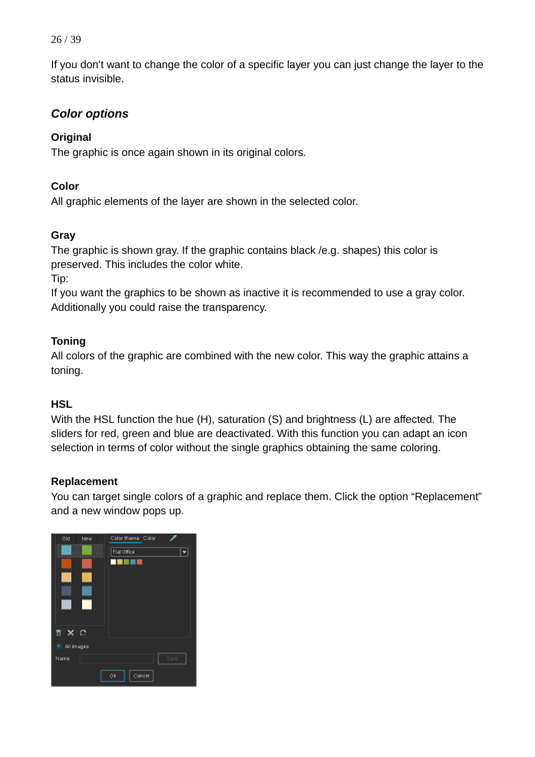If you don't want to change the color of a specific layer you can just change the layer to the status invisible.

## *Color options*

**Original**

The graphic is once again shown in its original colors.

**Color**

All graphic elements of the layer are shown in the selected color.

**Gray**

The graphic is shown gray. If the graphic contains black /e.g. shapes) this color is preserved. This includes the color white.

Tip:

If you want the graphics to be shown as inactive it is recommended to use a gray color. Additionally you could raise the transparency.

**Toning**

All colors of the graphic are combined with the new color. This way the graphic attains a toning.

**HSL**

With the HSL function the hue (H), saturation (S) and brightness (L) are affected. The sliders for red, green and blue are deactivated. With this function you can adapt an icon selection in terms of color without the single graphics obtaining the same coloring.

**Replacement**

You can target single colors of a graphic and replace them. Click the option "Replacement" and a new window pops up.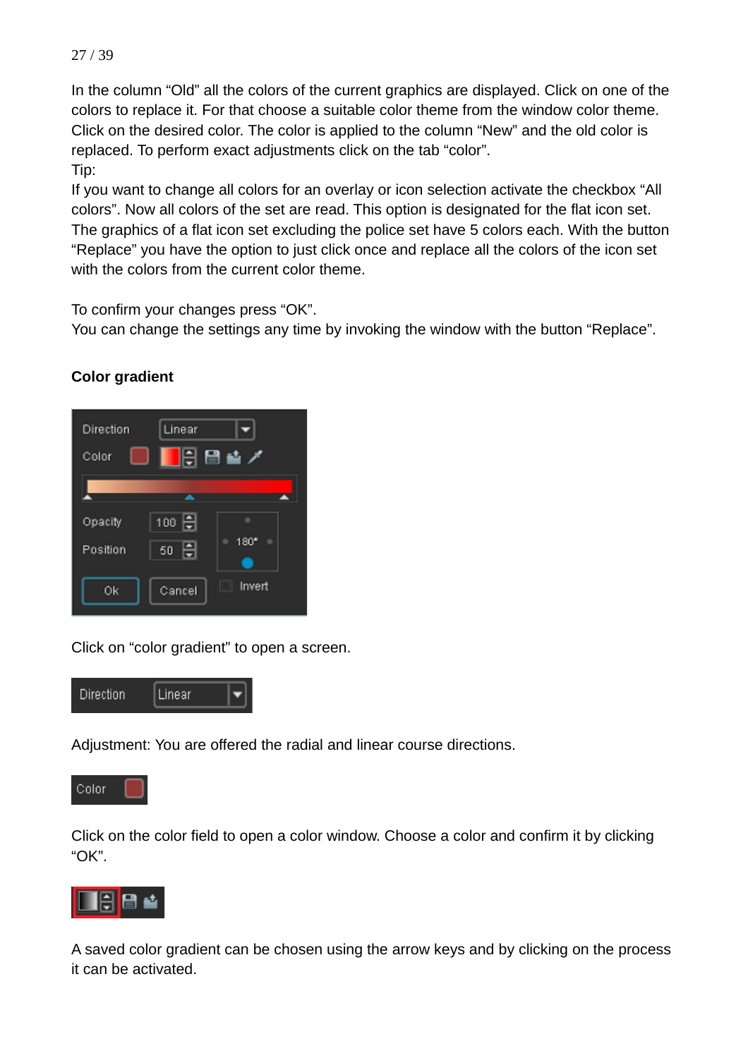In the column “Old” all the colors of the current graphics are displayed. Click on one of the colors to replace it. For that choose a suitable color theme from the window color theme. Click on the desired color. The color is applied to the column “New” and the old color is replaced. To perform exact adjustments click on the tab “color”.

Tip:

If you want to change all colors for an overlay or icon selection activate the checkbox “All colors”. Now all colors of the set are read. This option is designated for the flat icon set. The graphics of a flat icon set excluding the police set have 5 colors each. With the button “Replace” you have the option to just click once and replace all the colors of the icon set with the colors from the current color theme.

To confirm your changes press “OK”.

You can change the settings any time by invoking the window with the button “Replace”.

**Color gradient**

Click on “color gradient” to open a screen.

Adjustment: You are offered the radial and linear course directions.

Click on the color field to open a color window. Choose a color and confirm it by clicking “OK”.

A saved color gradient can be chosen using the arrow keys and by clicking on the process it can be activated.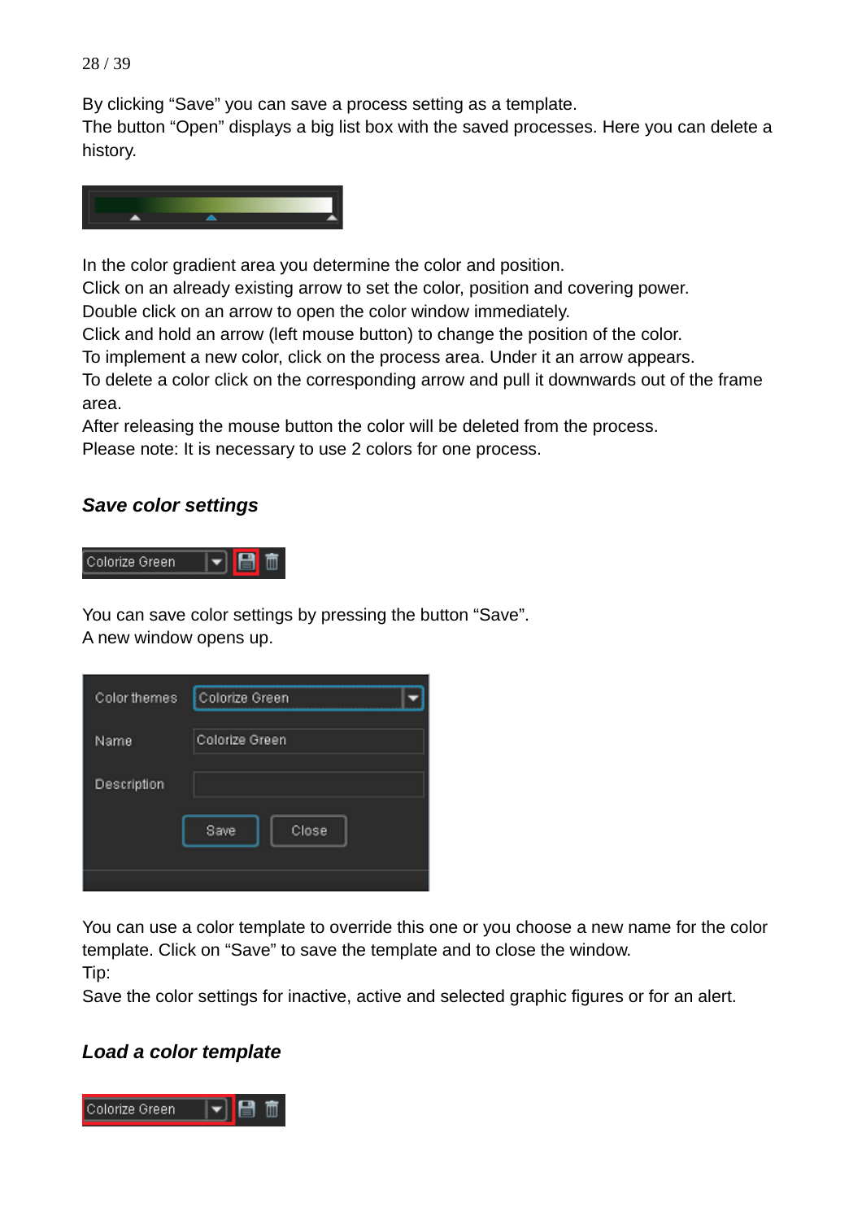By clicking “Save” you can save a process setting as a template.
The button “Open” displays a big list box with the saved processes. Here you can delete a history.

In the color gradient area you determine the color and position.
Click on an already existing arrow to set the color, position and covering power.
Double click on an arrow to open the color window immediately.
Click and hold an arrow (left mouse button) to change the position of the color.
To implement a new color, click on the process area. Under it an arrow appears.
To delete a color click on the corresponding arrow and pull it downwards out of the frame area.
After releasing the mouse button the color will be deleted from the process.
Please note: It is necessary to use 2 colors for one process.

### *Save color settings*

You can save color settings by pressing the button “Save”.
A new window opens up.

You can use a color template to override this one or you choose a new name for the color template. Click on “Save” to save the template and to close the window.
Tip:
Save the color settings for inactive, active and selected graphic figures or for an alert.

### *Load a color template*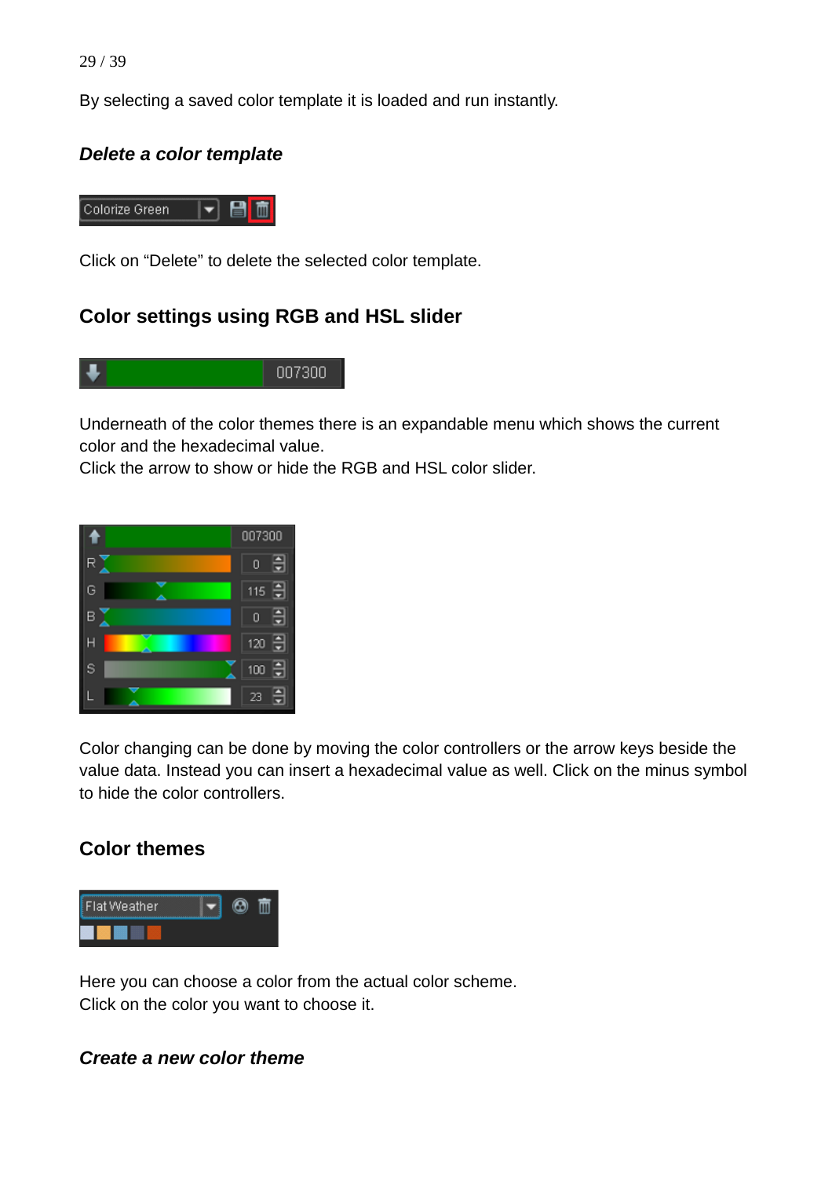By selecting a saved color template it is loaded and run instantly.

### *Delete a color template*

Click on “Delete” to delete the selected color template.

## Color settings using RGB and HSL slider

Underneath of the color themes there is an expandable menu which shows the current color and the hexadecimal value.
Click the arrow to show or hide the RGB and HSL color slider.

Color changing can be done by moving the color controllers or the arrow keys beside the value data. Instead you can insert a hexadecimal value as well. Click on the minus symbol to hide the color controllers.

## Color themes

Here you can choose a color from the actual color scheme.
Click on the color you want to choose it.

### *Create a new color theme*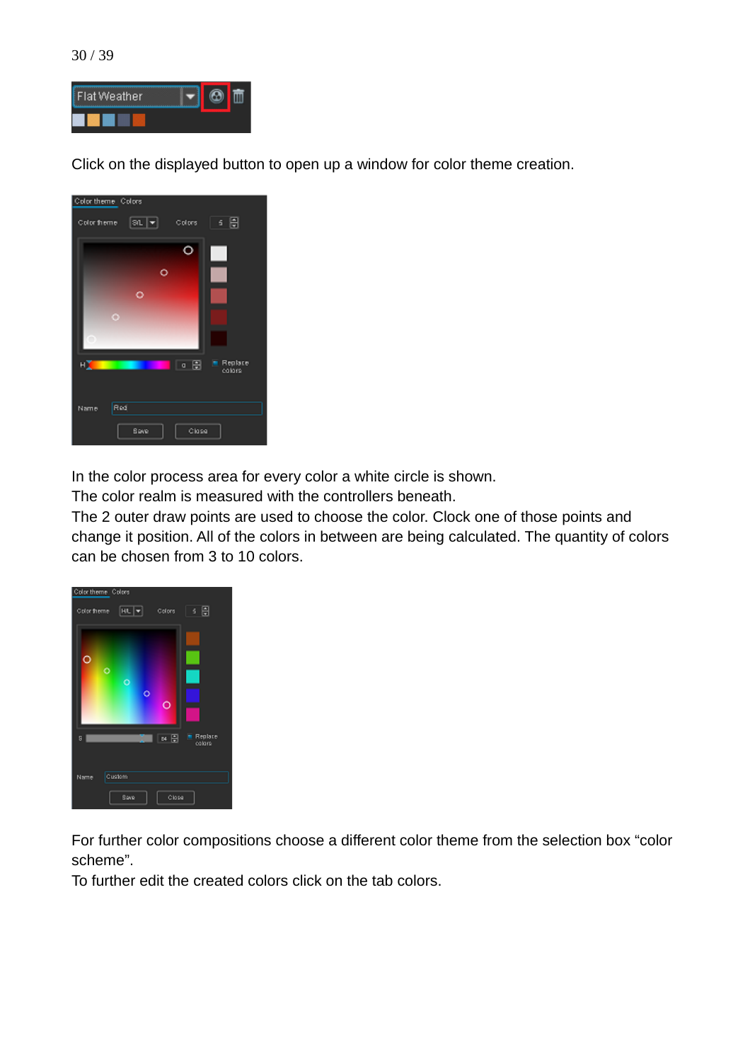Click on the displayed button to open up a window for color theme creation.

In the color process area for every color a white circle is shown.
The color realm is measured with the controllers beneath.
The 2 outer draw points are used to choose the color. Clock one of those points and change it position. All of the colors in between are being calculated. The quantity of colors can be chosen from 3 to 10 colors.

For further color compositions choose a different color theme from the selection box “color scheme”.
To further edit the created colors click on the tab colors.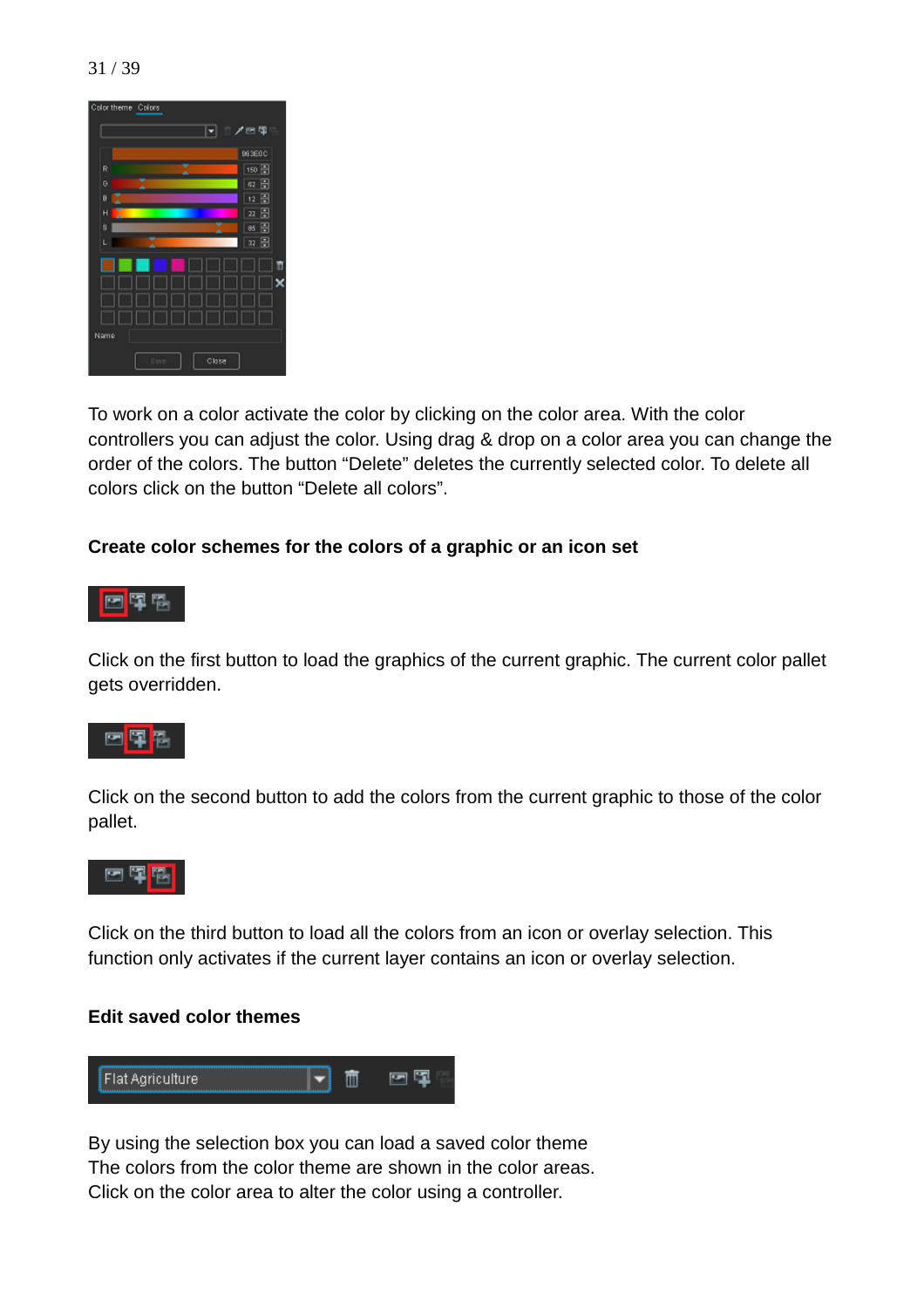To work on a color activate the color by clicking on the color area. With the color controllers you can adjust the color. Using drag & drop on a color area you can change the order of the colors. The button "Delete" deletes the currently selected color. To delete all colors click on the button "Delete all colors".

**Create color schemes for the colors of a graphic or an icon set**

Click on the first button to load the graphics of the current graphic. The current color pallet gets overridden.

Click on the second button to add the colors from the current graphic to those of the color pallet.

Click on the third button to load all the colors from an icon or overlay selection. This function only activates if the current layer contains an icon or overlay selection.

**Edit saved color themes**

By using the selection box you can load a saved color theme
The colors from the color theme are shown in the color areas.
Click on the color area to alter the color using a controller.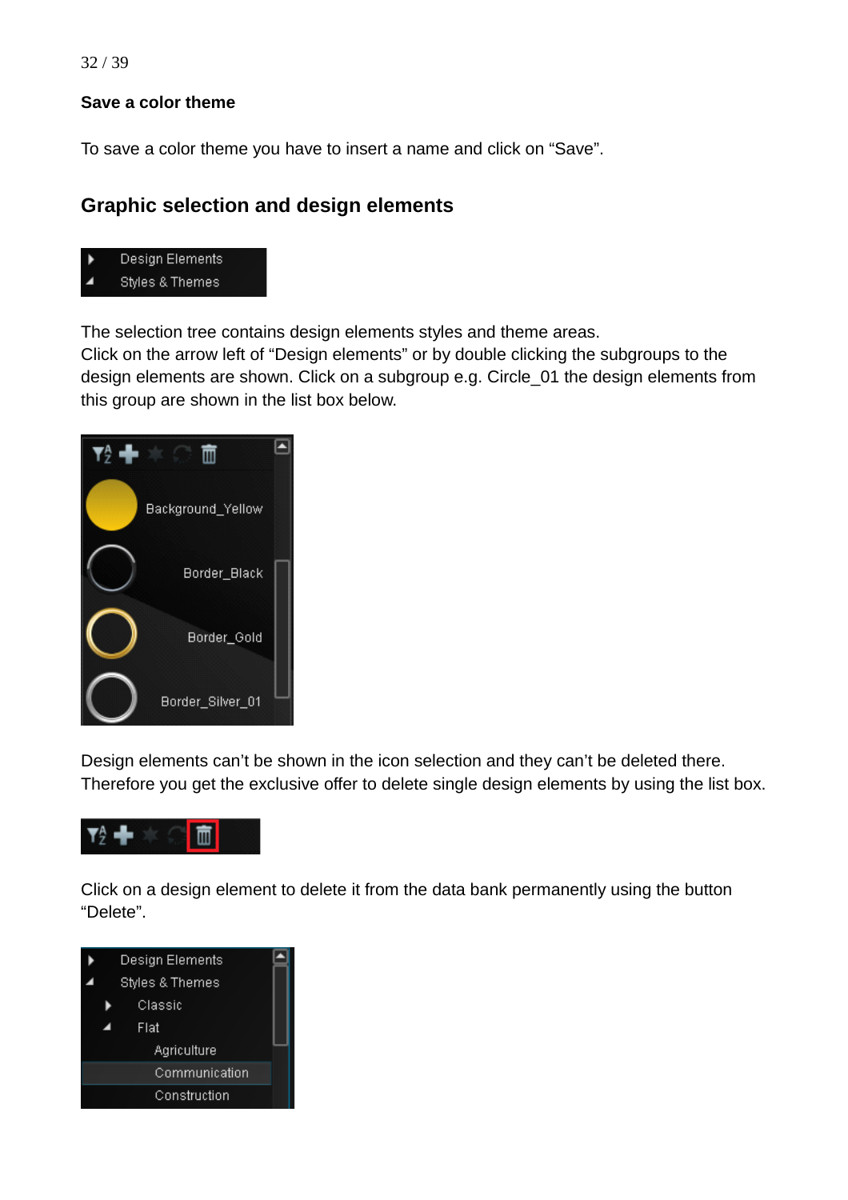**Save a color theme**

To save a color theme you have to insert a name and click on “Save”.

## Graphic selection and design elements

The selection tree contains design elements styles and theme areas.
Click on the arrow left of “Design elements” or by double clicking the subgroups to the design elements are shown. Click on a subgroup e.g. Circle_01 the design elements from this group are shown in the list box below.

Design elements can’t be shown in the icon selection and they can’t be deleted there. Therefore you get the exclusive offer to delete single design elements by using the list box.

Click on a design element to delete it from the data bank permanently using the button “Delete”.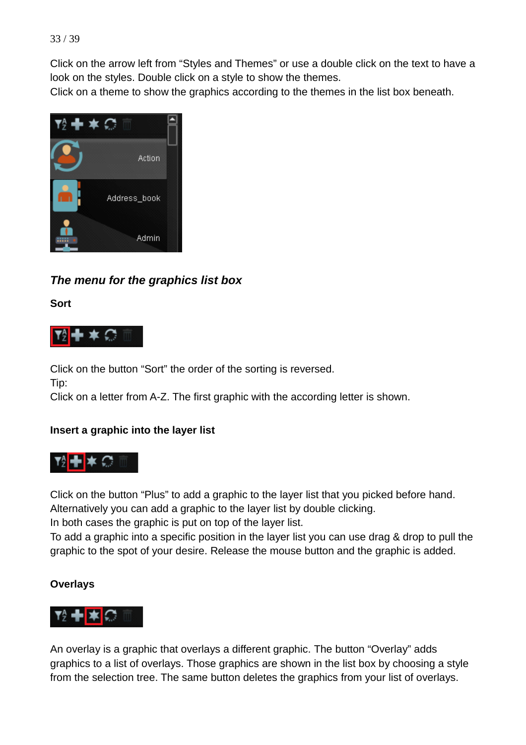Click on the arrow left from “Styles and Themes” or use a double click on the text to have a look on the styles. Double click on a style to show the themes.
Click on a theme to show the graphics according to the themes in the list box beneath.

### *The menu for the graphics list box*

**Sort**

Click on the button “Sort” the order of the sorting is reversed.
Tip:
Click on a letter from A-Z. The first graphic with the according letter is shown.

**Insert a graphic into the layer list**

Click on the button “Plus” to add a graphic to the layer list that you picked before hand.
Alternatively you can add a graphic to the layer list by double clicking.
In both cases the graphic is put on top of the layer list.
To add a graphic into a specific position in the layer list you can use drag & drop to pull the graphic to the spot of your desire. Release the mouse button and the graphic is added.

**Overlays**

An overlay is a graphic that overlays a different graphic. The button “Overlay” adds graphics to a list of overlays. Those graphics are shown in the list box by choosing a style from the selection tree. The same button deletes the graphics from your list of overlays.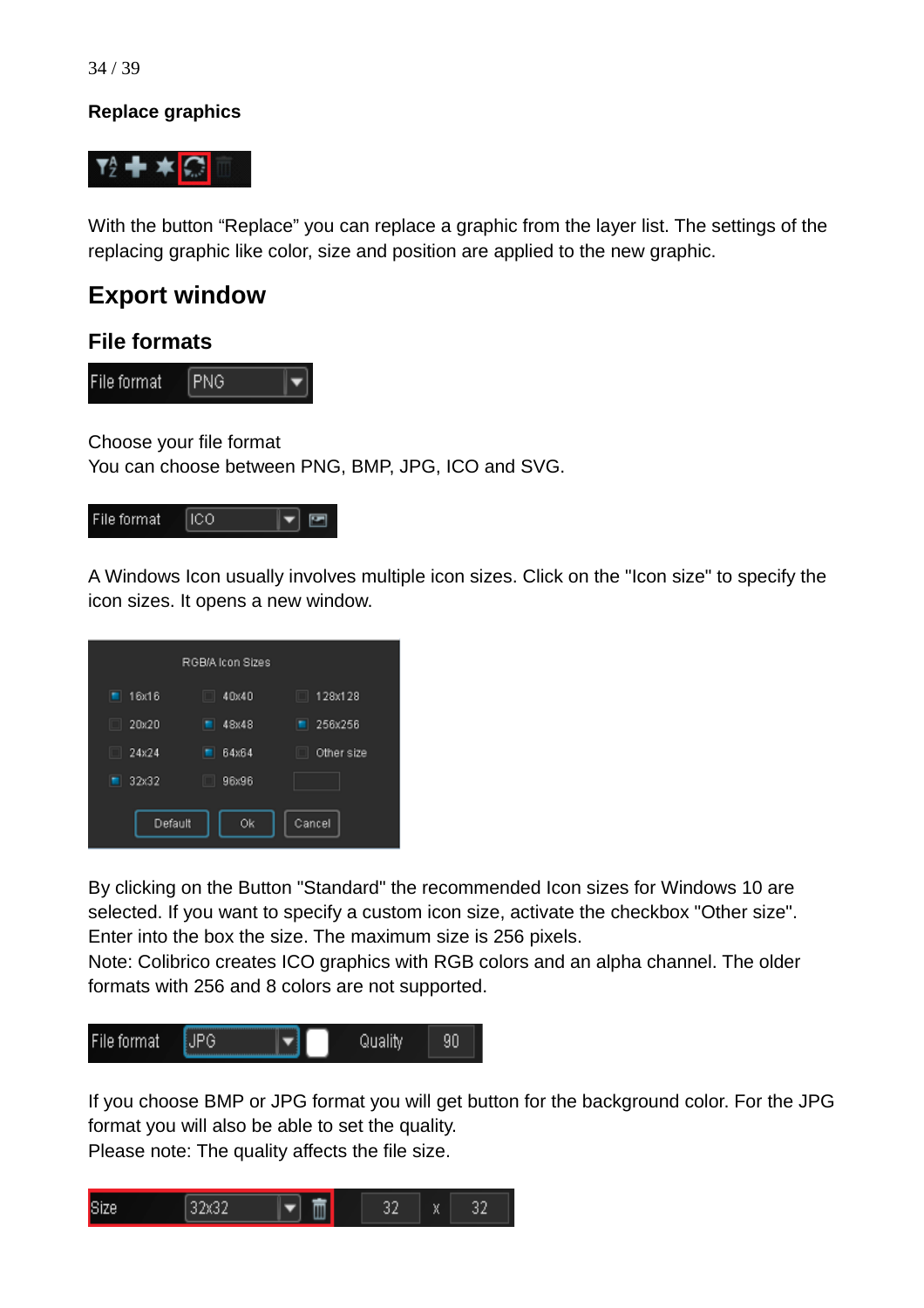### Replace graphics

With the button “Replace” you can replace a graphic from the layer list. The settings of the replacing graphic like color, size and position are applied to the new graphic.

## Export window

### File formats

Choose your file format
You can choose between PNG, BMP, JPG, ICO and SVG.

A Windows Icon usually involves multiple icon sizes. Click on the "Icon size" to specify the icon sizes. It opens a new window.

By clicking on the Button "Standard" the recommended Icon sizes for Windows 10 are selected. If you want to specify a custom icon size, activate the checkbox "Other size". Enter into the box the size. The maximum size is 256 pixels.
Note: Colibrico creates ICO graphics with RGB colors and an alpha channel. The older formats with 256 and 8 colors are not supported.

If you choose BMP or JPG format you will get button for the background color. For the JPG format you will also be able to set the quality.
Please note: The quality affects the file size.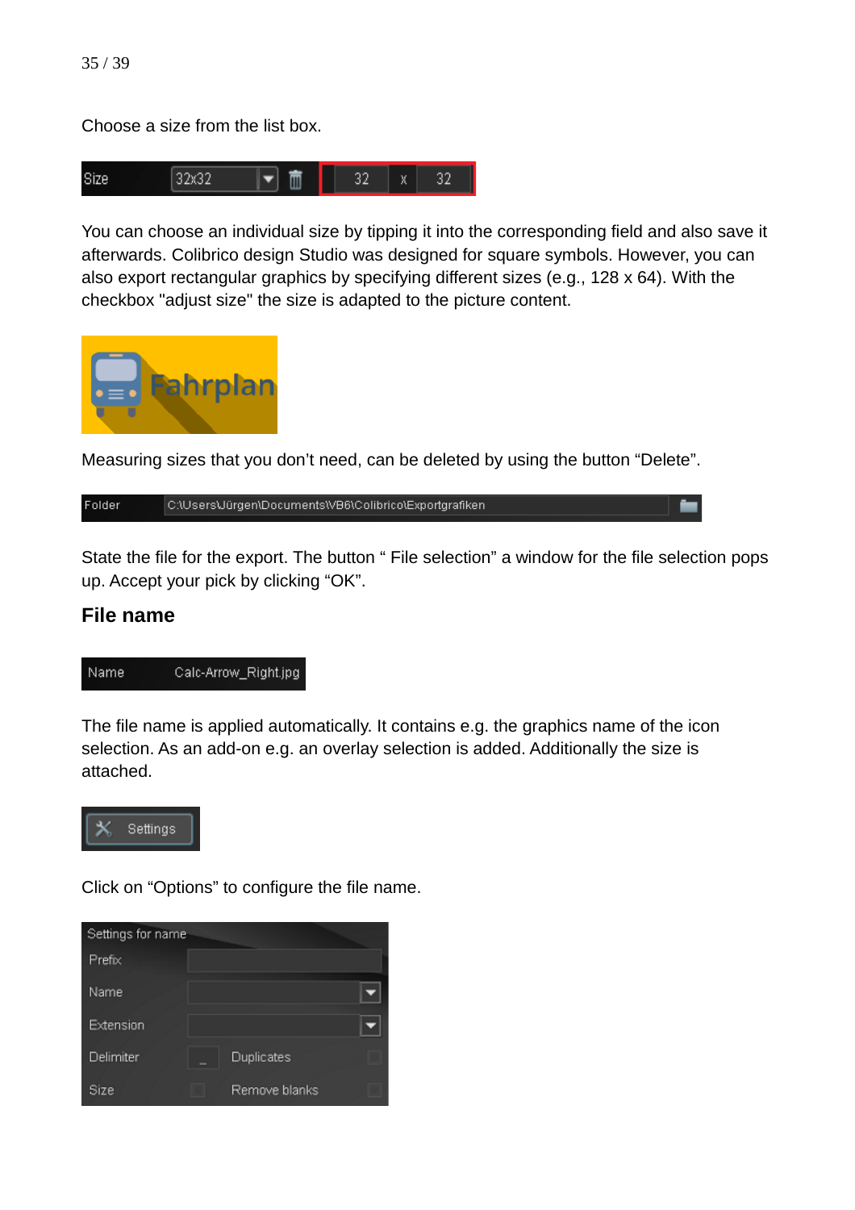Choose a size from the list box.

You can choose an individual size by tipping it into the corresponding field and also save it afterwards. Colibrico design Studio was designed for square symbols. However, you can also export rectangular graphics by specifying different sizes (e.g., 128 x 64). With the checkbox "adjust size" the size is adapted to the picture content.

Measuring sizes that you don't need, can be deleted by using the button "Delete".

State the file for the export. The button " File selection" a window for the file selection pops up. Accept your pick by clicking "OK".

## File name

The file name is applied automatically. It contains e.g. the graphics name of the icon selection. As an add-on e.g. an overlay selection is added. Additionally the size is attached.

Click on "Options" to configure the file name.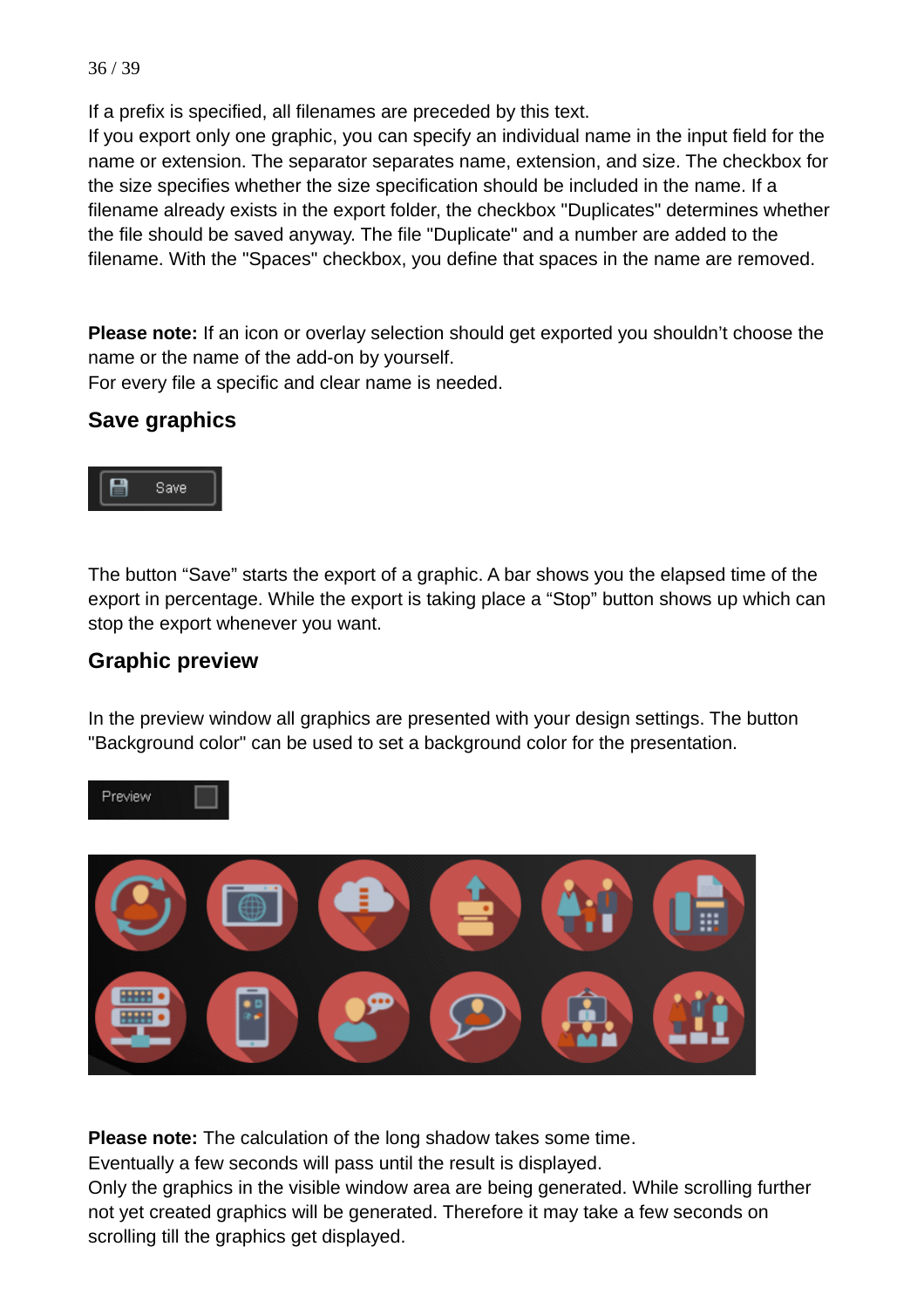If a prefix is specified, all filenames are preceded by this text.
If you export only one graphic, you can specify an individual name in the input field for the name or extension. The separator separates name, extension, and size. The checkbox for the size specifies whether the size specification should be included in the name. If a filename already exists in the export folder, the checkbox "Duplicates" determines whether the file should be saved anyway. The file "Duplicate" and a number are added to the filename. With the "Spaces" checkbox, you define that spaces in the name are removed.

**Please note:** If an icon or overlay selection should get exported you shouldn't choose the name or the name of the add-on by yourself.
For every file a specific and clear name is needed.

## Save graphics

The button "Save" starts the export of a graphic. A bar shows you the elapsed time of the export in percentage. While the export is taking place a "Stop" button shows up which can stop the export whenever you want.

## Graphic preview

In the preview window all graphics are presented with your design settings. The button "Background color" can be used to set a background color for the presentation.

**Please note:** The calculation of the long shadow takes some time.
Eventually a few seconds will pass until the result is displayed.
Only the graphics in the visible window area are being generated. While scrolling further not yet created graphics will be generated. Therefore it may take a few seconds on scrolling till the graphics get displayed.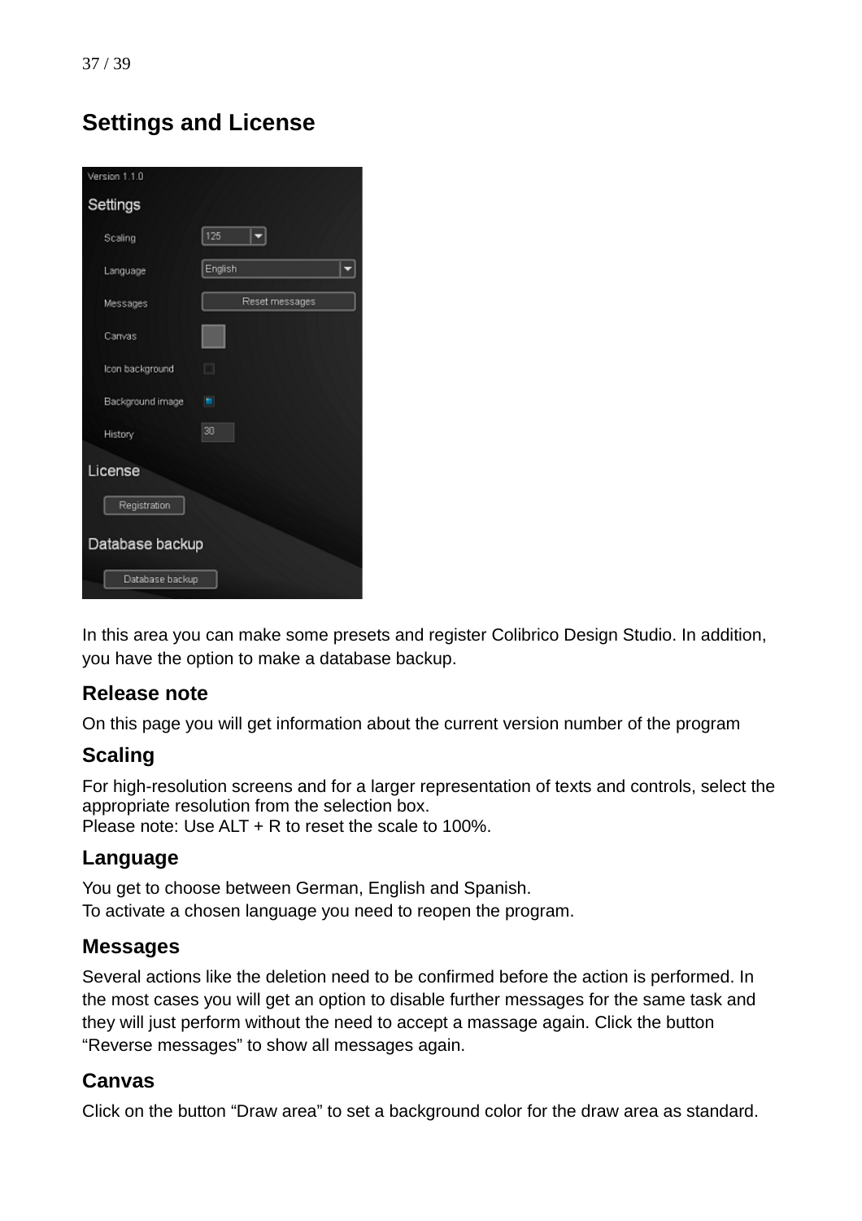# Settings and License

In this area you can make some presets and register Colibrico Design Studio. In addition, you have the option to make a database backup.

## Release note

On this page you will get information about the current version number of the program

## Scaling

For high-resolution screens and for a larger representation of texts and controls, select the appropriate resolution from the selection box.
Please note: Use ALT + R to reset the scale to 100%.

## Language

You get to choose between German, English and Spanish.
To activate a chosen language you need to reopen the program.

## Messages

Several actions like the deletion need to be confirmed before the action is performed. In the most cases you will get an option to disable further messages for the same task and they will just perform without the need to accept a massage again. Click the button “Reverse messages” to show all messages again.

## Canvas

Click on the button “Draw area” to set a background color for the draw area as standard.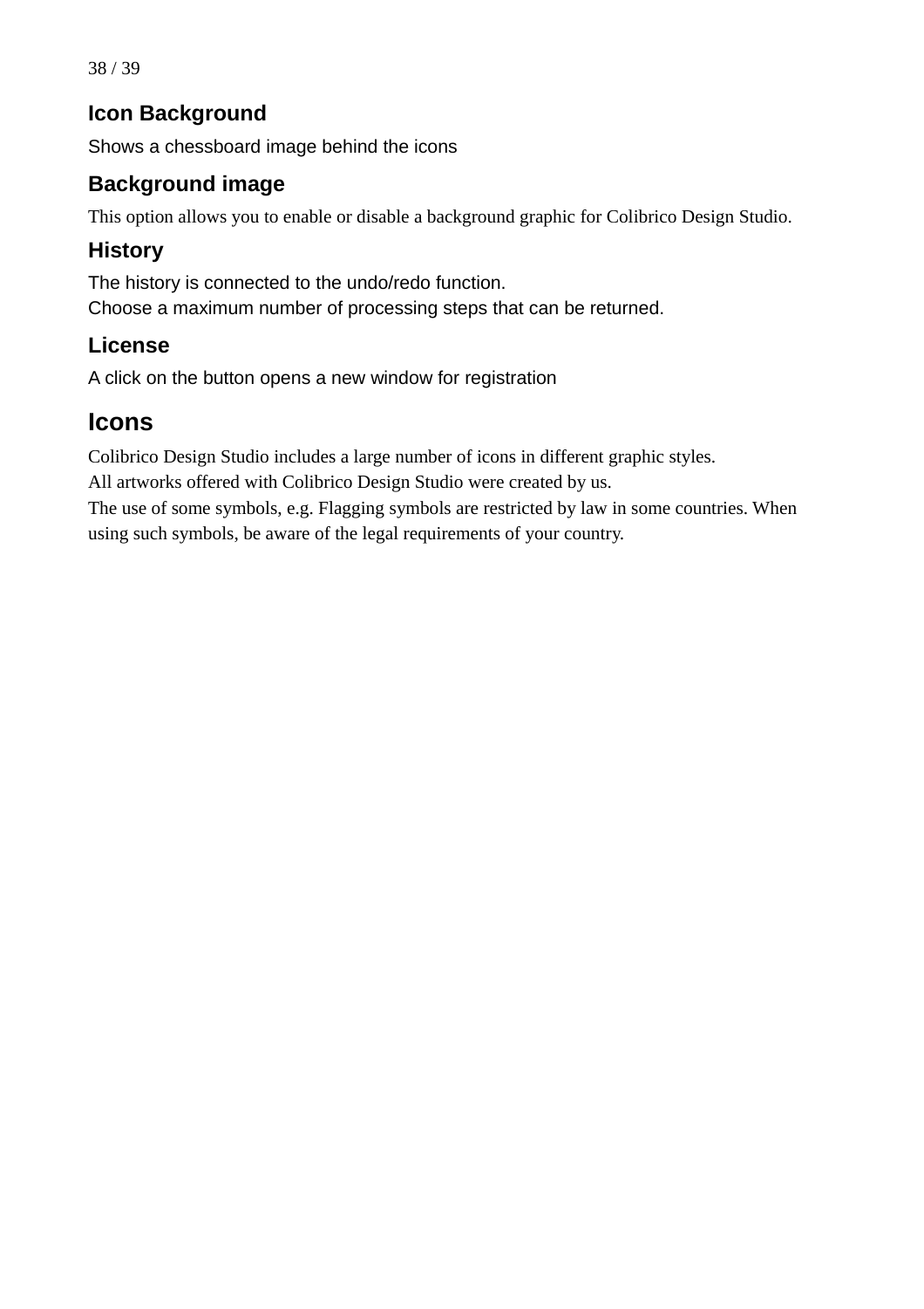### Icon Background

Shows a chessboard image behind the icons

### Background image

This option allows you to enable or disable a background graphic for Colibrico Design Studio.

### History

The history is connected to the undo/redo function.
Choose a maximum number of processing steps that can be returned.

### License

A click on the button opens a new window for registration

## Icons

Colibrico Design Studio includes a large number of icons in different graphic styles.
All artworks offered with Colibrico Design Studio were created by us.
The use of some symbols, e.g. Flagging symbols are restricted by law in some countries. When using such symbols, be aware of the legal requirements of your country.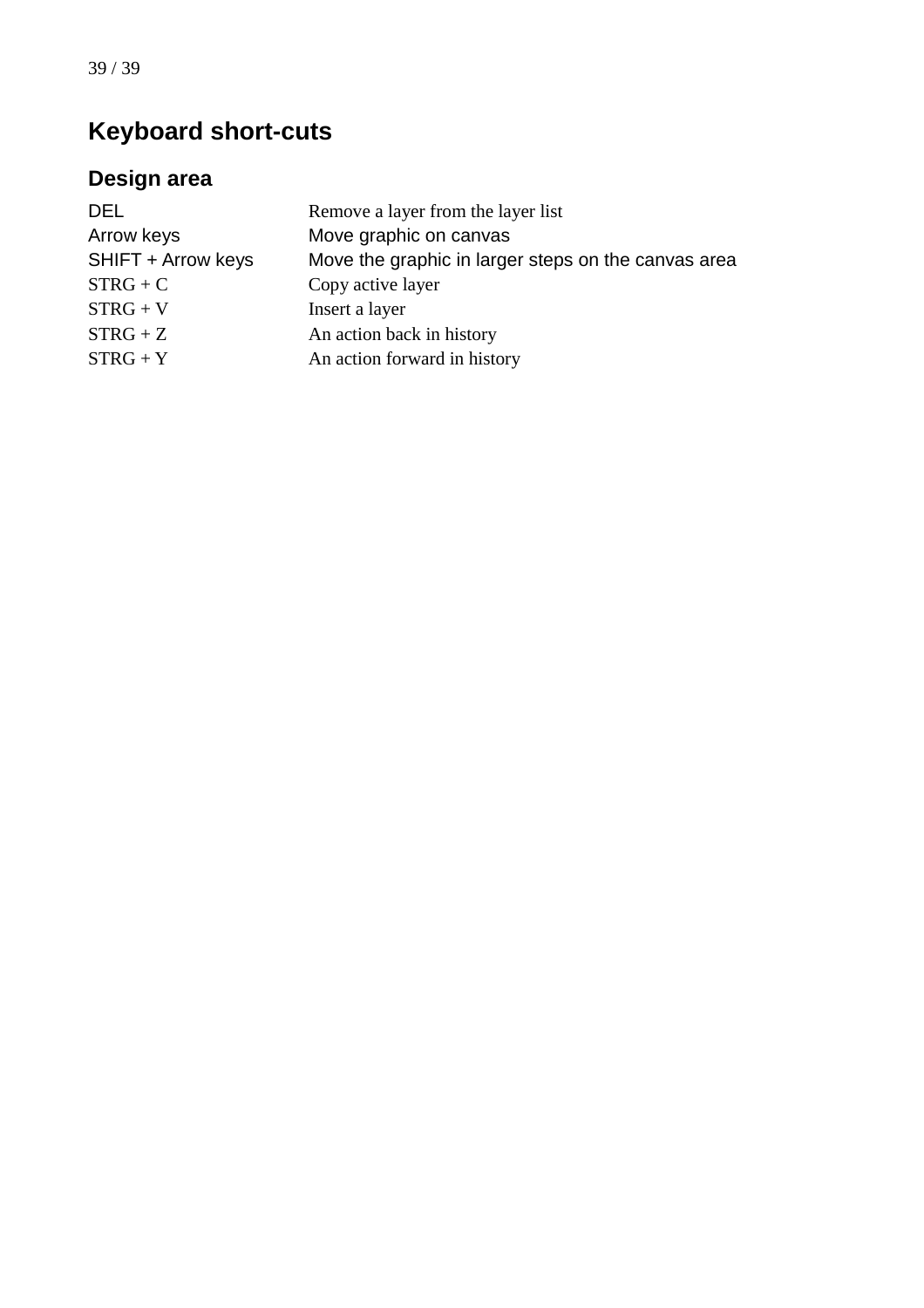# Keyboard short-cuts

## Design area

| | |
|---|---|
| DEL | Remove a layer from the layer list |
| Arrow keys | Move graphic on canvas |
| SHIFT + Arrow keys | Move the graphic in larger steps on the canvas area |
| STRG + C | Copy active layer |
| STRG + V | Insert a layer |
| STRG + Z | An action back in history |
| STRG + Y | An action forward in history |